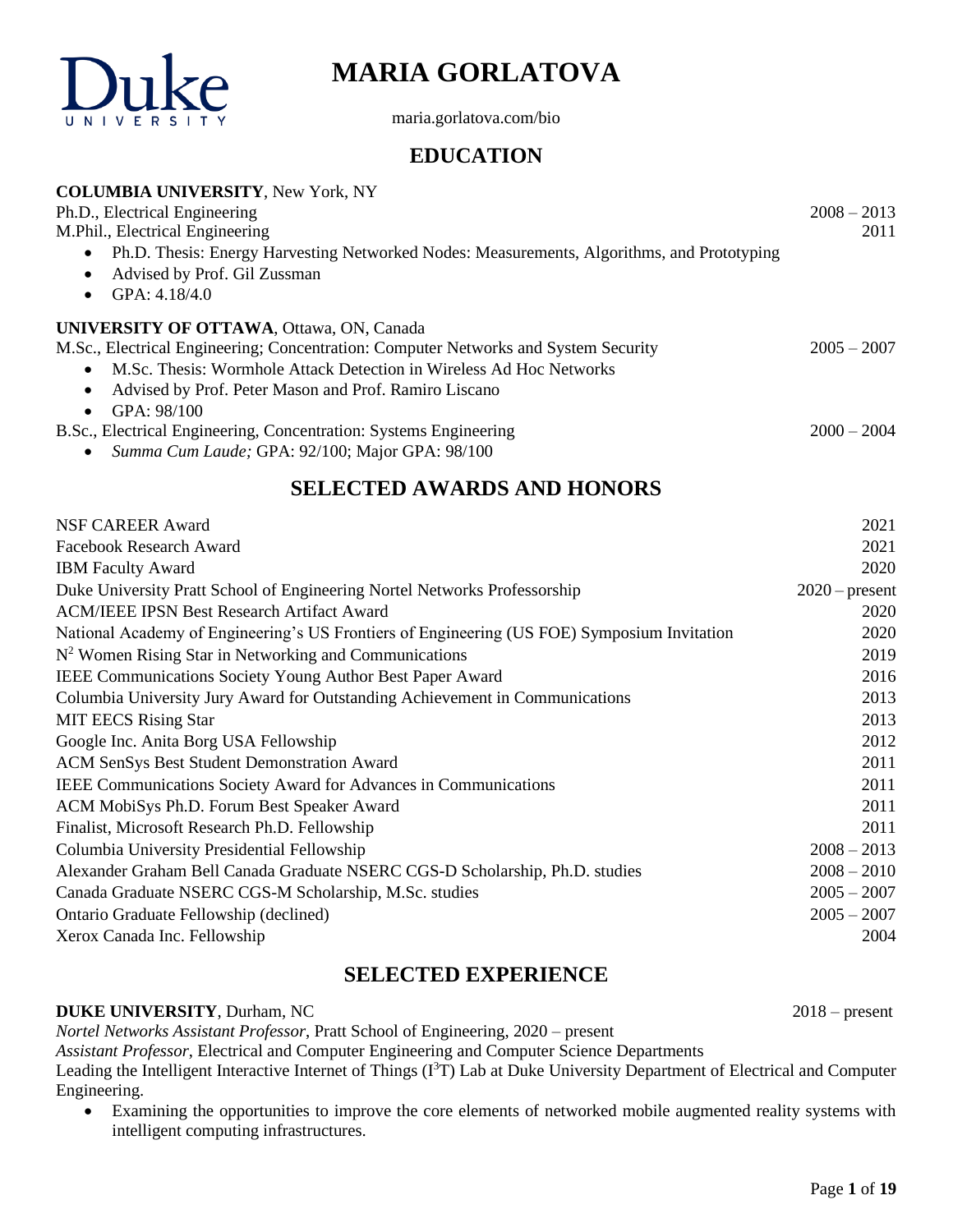# MARIA GORLATOVA

maria.gorlatova.com/bio

## EDUCATION

**COLUMBIA UNIVERSITY**, New York, NY

Ph.D., Electrical Engineering — 2008 – 2013
M.Phil., Electrical Engineering — 2011

- Ph.D. Thesis: Energy Harvesting Networked Nodes: Measurements, Algorithms, and Prototyping
- Advised by Prof. Gil Zussman
- GPA: 4.18/4.0

**UNIVERSITY OF OTTAWA**, Ottawa, ON, Canada

M.Sc., Electrical Engineering; Concentration: Computer Networks and System Security — 2005 – 2007

- M.Sc. Thesis: Wormhole Attack Detection in Wireless Ad Hoc Networks
- Advised by Prof. Peter Mason and Prof. Ramiro Liscano
- GPA: 98/100

B.Sc., Electrical Engineering, Concentration: Systems Engineering — 2000 – 2004

- *Summa Cum Laude;* GPA: 92/100; Major GPA: 98/100

## SELECTED AWARDS AND HONORS

| Award | Year |
|---|---|
| NSF CAREER Award | 2021 |
| Facebook Research Award | 2021 |
| IBM Faculty Award | 2020 |
| Duke University Pratt School of Engineering Nortel Networks Professorship | 2020 – present |
| ACM/IEEE IPSN Best Research Artifact Award | 2020 |
| National Academy of Engineering's US Frontiers of Engineering (US FOE) Symposium Invitation | 2020 |
| $N^2$ Women Rising Star in Networking and Communications | 2019 |
| IEEE Communications Society Young Author Best Paper Award | 2016 |
| Columbia University Jury Award for Outstanding Achievement in Communications | 2013 |
| MIT EECS Rising Star | 2013 |
| Google Inc. Anita Borg USA Fellowship | 2012 |
| ACM SenSys Best Student Demonstration Award | 2011 |
| IEEE Communications Society Award for Advances in Communications | 2011 |
| ACM MobiSys Ph.D. Forum Best Speaker Award | 2011 |
| Finalist, Microsoft Research Ph.D. Fellowship | 2011 |
| Columbia University Presidential Fellowship | 2008 – 2013 |
| Alexander Graham Bell Canada Graduate NSERC CGS-D Scholarship, Ph.D. studies | 2008 – 2010 |
| Canada Graduate NSERC CGS-M Scholarship, M.Sc. studies | 2005 – 2007 |
| Ontario Graduate Fellowship (declined) | 2005 – 2007 |
| Xerox Canada Inc. Fellowship | 2004 |

## SELECTED EXPERIENCE

**DUKE UNIVERSITY**, Durham, NC — 2018 – present

*Nortel Networks Assistant Professor*, Pratt School of Engineering, 2020 – present
*Assistant Professor*, Electrical and Computer Engineering and Computer Science Departments
Leading the Intelligent Interactive Internet of Things ($I^3T$) Lab at Duke University Department of Electrical and Computer Engineering.

- Examining the opportunities to improve the core elements of networked mobile augmented reality systems with intelligent computing infrastructures.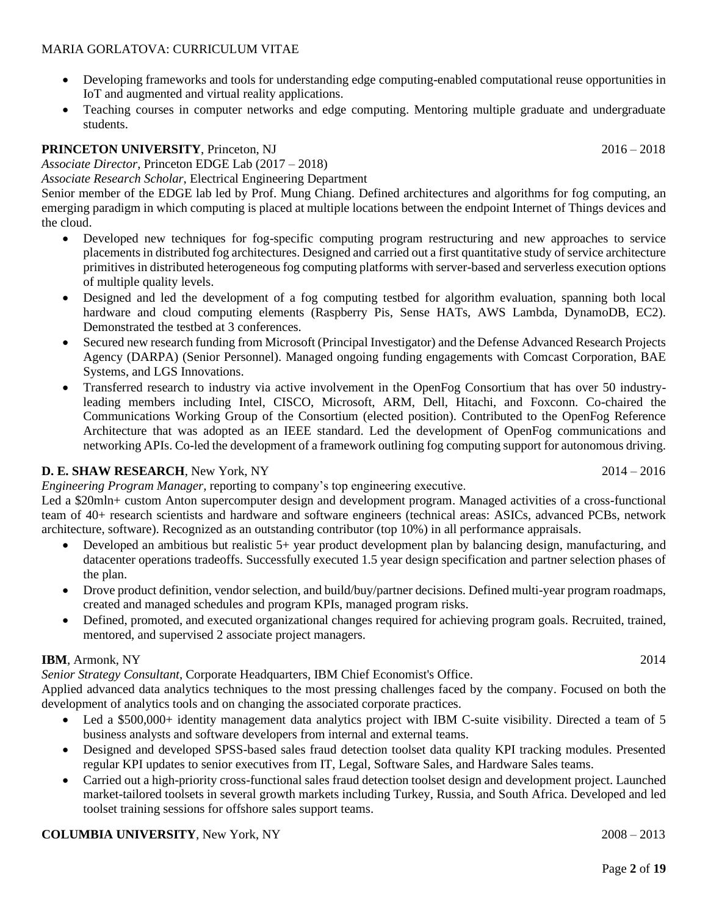- Developing frameworks and tools for understanding edge computing-enabled computational reuse opportunities in IoT and augmented and virtual reality applications.
- Teaching courses in computer networks and edge computing. Mentoring multiple graduate and undergraduate students.

**PRINCETON UNIVERSITY**, Princeton, NJ 2016 – 2018

*Associate Director*, Princeton EDGE Lab (2017 – 2018)

*Associate Research Scholar*, Electrical Engineering Department

Senior member of the EDGE lab led by Prof. Mung Chiang. Defined architectures and algorithms for fog computing, an emerging paradigm in which computing is placed at multiple locations between the endpoint Internet of Things devices and the cloud.

- Developed new techniques for fog-specific computing program restructuring and new approaches to service placements in distributed fog architectures. Designed and carried out a first quantitative study of service architecture primitives in distributed heterogeneous fog computing platforms with server-based and serverless execution options of multiple quality levels.
- Designed and led the development of a fog computing testbed for algorithm evaluation, spanning both local hardware and cloud computing elements (Raspberry Pis, Sense HATs, AWS Lambda, DynamoDB, EC2). Demonstrated the testbed at 3 conferences.
- Secured new research funding from Microsoft (Principal Investigator) and the Defense Advanced Research Projects Agency (DARPA) (Senior Personnel). Managed ongoing funding engagements with Comcast Corporation, BAE Systems, and LGS Innovations.
- Transferred research to industry via active involvement in the OpenFog Consortium that has over 50 industry-leading members including Intel, CISCO, Microsoft, ARM, Dell, Hitachi, and Foxconn. Co-chaired the Communications Working Group of the Consortium (elected position). Contributed to the OpenFog Reference Architecture that was adopted as an IEEE standard. Led the development of OpenFog communications and networking APIs. Co-led the development of a framework outlining fog computing support for autonomous driving.

**D. E. SHAW RESEARCH**, New York, NY 2014 – 2016

*Engineering Program Manager*, reporting to company's top engineering executive.

Led a $20mln+ custom Anton supercomputer design and development program. Managed activities of a cross-functional team of 40+ research scientists and hardware and software engineers (technical areas: ASICs, advanced PCBs, network architecture, software). Recognized as an outstanding contributor (top 10%) in all performance appraisals.

- Developed an ambitious but realistic 5+ year product development plan by balancing design, manufacturing, and datacenter operations tradeoffs. Successfully executed 1.5 year design specification and partner selection phases of the plan.
- Drove product definition, vendor selection, and build/buy/partner decisions. Defined multi-year program roadmaps, created and managed schedules and program KPIs, managed program risks.
- Defined, promoted, and executed organizational changes required for achieving program goals. Recruited, trained, mentored, and supervised 2 associate project managers.

**IBM**, Armonk, NY 2014

*Senior Strategy Consultant*, Corporate Headquarters, IBM Chief Economist's Office.

Applied advanced data analytics techniques to the most pressing challenges faced by the company. Focused on both the development of analytics tools and on changing the associated corporate practices.

- Led a $500,000+ identity management data analytics project with IBM C-suite visibility. Directed a team of 5 business analysts and software developers from internal and external teams.
- Designed and developed SPSS-based sales fraud detection toolset data quality KPI tracking modules. Presented regular KPI updates to senior executives from IT, Legal, Software Sales, and Hardware Sales teams.
- Carried out a high-priority cross-functional sales fraud detection toolset design and development project. Launched market-tailored toolsets in several growth markets including Turkey, Russia, and South Africa. Developed and led toolset training sessions for offshore sales support teams.

**COLUMBIA UNIVERSITY**, New York, NY 2008 – 2013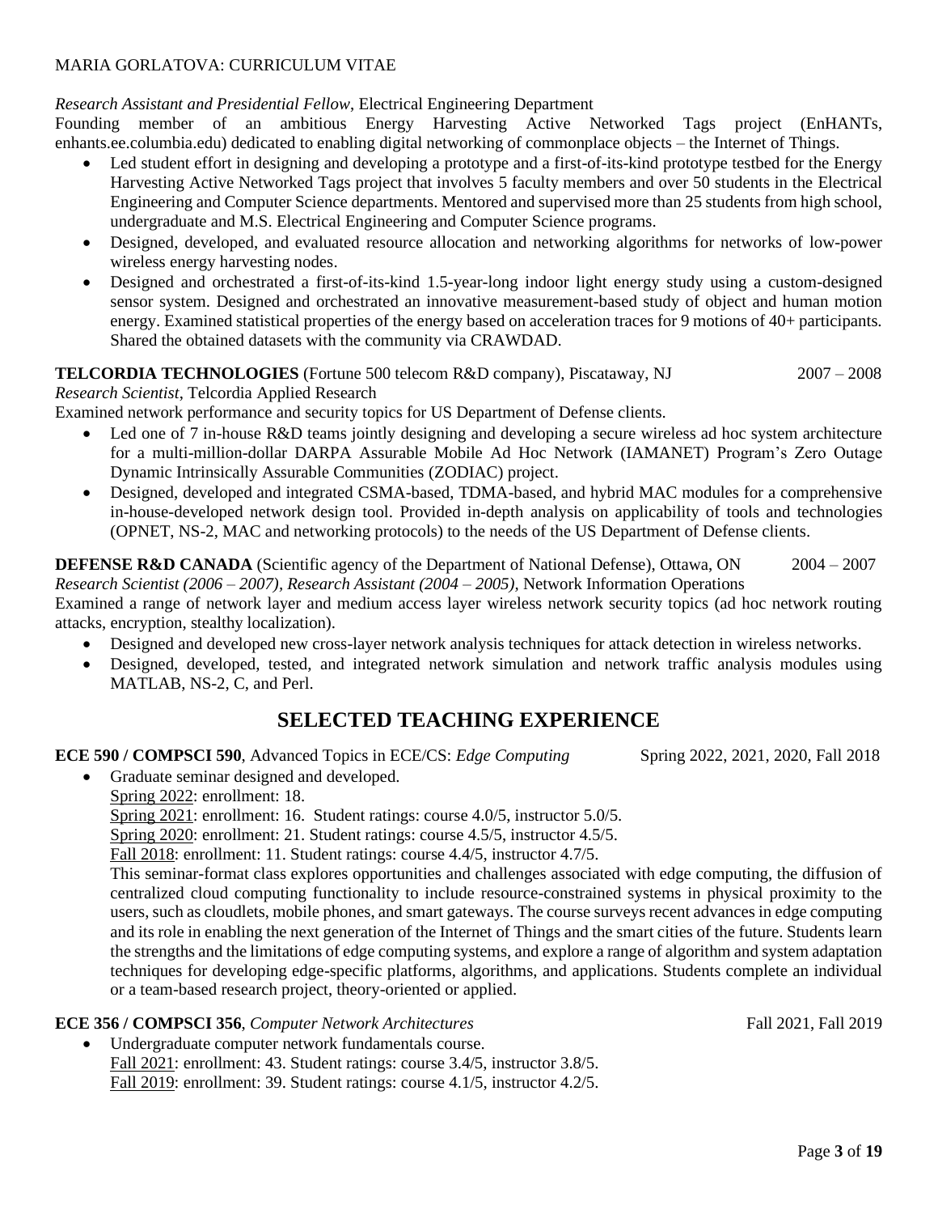*Research Assistant and Presidential Fellow*, Electrical Engineering Department

Founding member of an ambitious Energy Harvesting Active Networked Tags project (EnHANTs, enhants.ee.columbia.edu) dedicated to enabling digital networking of commonplace objects – the Internet of Things.

- Led student effort in designing and developing a prototype and a first-of-its-kind prototype testbed for the Energy Harvesting Active Networked Tags project that involves 5 faculty members and over 50 students in the Electrical Engineering and Computer Science departments. Mentored and supervised more than 25 students from high school, undergraduate and M.S. Electrical Engineering and Computer Science programs.
- Designed, developed, and evaluated resource allocation and networking algorithms for networks of low-power wireless energy harvesting nodes.
- Designed and orchestrated a first-of-its-kind 1.5-year-long indoor light energy study using a custom-designed sensor system. Designed and orchestrated an innovative measurement-based study of object and human motion energy. Examined statistical properties of the energy based on acceleration traces for 9 motions of 40+ participants. Shared the obtained datasets with the community via CRAWDAD.

**TELCORDIA TECHNOLOGIES** (Fortune 500 telecom R&D company), Piscataway, NJ 2007 – 2008

*Research Scientist*, Telcordia Applied Research

Examined network performance and security topics for US Department of Defense clients.

- Led one of 7 in-house R&D teams jointly designing and developing a secure wireless ad hoc system architecture for a multi-million-dollar DARPA Assurable Mobile Ad Hoc Network (IAMANET) Program's Zero Outage Dynamic Intrinsically Assurable Communities (ZODIAC) project.
- Designed, developed and integrated CSMA-based, TDMA-based, and hybrid MAC modules for a comprehensive in-house-developed network design tool. Provided in-depth analysis on applicability of tools and technologies (OPNET, NS-2, MAC and networking protocols) to the needs of the US Department of Defense clients.

**DEFENSE R&D CANADA** (Scientific agency of the Department of National Defense), Ottawa, ON 2004 – 2007

*Research Scientist (2006 – 2007), Research Assistant (2004 – 2005)*, Network Information Operations

Examined a range of network layer and medium access layer wireless network security topics (ad hoc network routing attacks, encryption, stealthy localization).

- Designed and developed new cross-layer network analysis techniques for attack detection in wireless networks.
- Designed, developed, tested, and integrated network simulation and network traffic analysis modules using MATLAB, NS-2, C, and Perl.

## SELECTED TEACHING EXPERIENCE

**ECE 590 / COMPSCI 590**, Advanced Topics in ECE/CS: *Edge Computing* Spring 2022, 2021, 2020, Fall 2018

- Graduate seminar designed and developed.

  Spring 2022: enrollment: 18.

  Spring 2021: enrollment: 16. Student ratings: course 4.0/5, instructor 5.0/5.

  Spring 2020: enrollment: 21. Student ratings: course 4.5/5, instructor 4.5/5.

  Fall 2018: enrollment: 11. Student ratings: course 4.4/5, instructor 4.7/5.

  This seminar-format class explores opportunities and challenges associated with edge computing, the diffusion of centralized cloud computing functionality to include resource-constrained systems in physical proximity to the users, such as cloudlets, mobile phones, and smart gateways. The course surveys recent advances in edge computing and its role in enabling the next generation of the Internet of Things and the smart cities of the future. Students learn the strengths and the limitations of edge computing systems, and explore a range of algorithm and system adaptation techniques for developing edge-specific platforms, algorithms, and applications. Students complete an individual or a team-based research project, theory-oriented or applied.

**ECE 356 / COMPSCI 356**, *Computer Network Architectures* Fall 2021, Fall 2019

- Undergraduate computer network fundamentals course.

  Fall 2021: enrollment: 43. Student ratings: course 3.4/5, instructor 3.8/5.

  Fall 2019: enrollment: 39. Student ratings: course 4.1/5, instructor 4.2/5.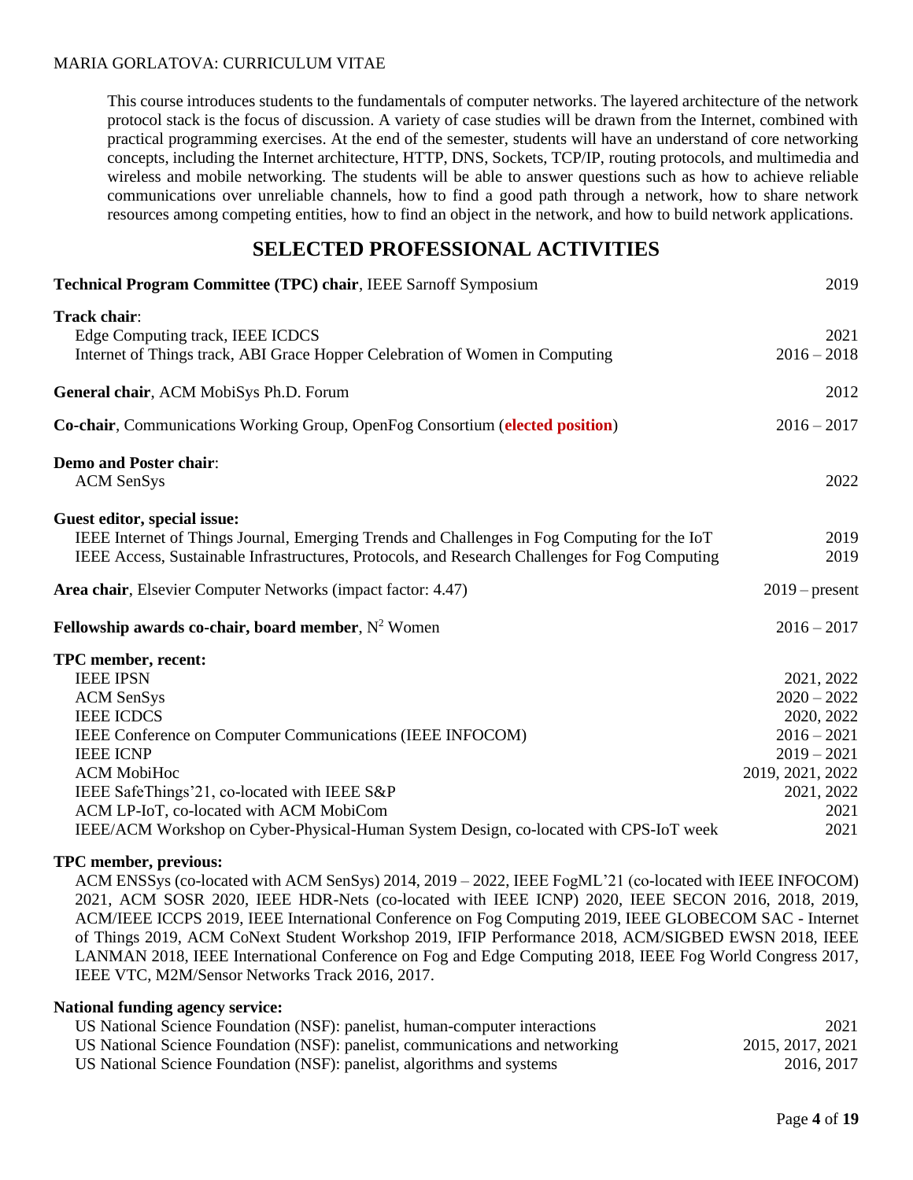This course introduces students to the fundamentals of computer networks. The layered architecture of the network protocol stack is the focus of discussion. A variety of case studies will be drawn from the Internet, combined with practical programming exercises. At the end of the semester, students will have an understand of core networking concepts, including the Internet architecture, HTTP, DNS, Sockets, TCP/IP, routing protocols, and multimedia and wireless and mobile networking. The students will be able to answer questions such as how to achieve reliable communications over unreliable channels, how to find a good path through a network, how to share network resources among competing entities, how to find an object in the network, and how to build network applications.

## SELECTED PROFESSIONAL ACTIVITIES

**Technical Program Committee (TPC) chair**, IEEE Sarnoff Symposium — 2019

**Track chair**:

- Edge Computing track, IEEE ICDCS — 2021
- Internet of Things track, ABI Grace Hopper Celebration of Women in Computing — 2016 – 2018

**General chair**, ACM MobiSys Ph.D. Forum — 2012

**Co-chair**, Communications Working Group, OpenFog Consortium (**elected position**) — 2016 – 2017

**Demo and Poster chair**:

- ACM SenSys — 2022

**Guest editor, special issue:**

- IEEE Internet of Things Journal, Emerging Trends and Challenges in Fog Computing for the IoT — 2019
- IEEE Access, Sustainable Infrastructures, Protocols, and Research Challenges for Fog Computing — 2019

**Area chair**, Elsevier Computer Networks (impact factor: 4.47) — 2019 – present

**Fellowship awards co-chair, board member**, $N^2$ Women — 2016 – 2017

**TPC member, recent:**

- IEEE IPSN — 2021, 2022
- ACM SenSys — 2020 – 2022
- IEEE ICDCS — 2020, 2022
- IEEE Conference on Computer Communications (IEEE INFOCOM) — 2016 – 2021
- IEEE ICNP — 2019 – 2021
- ACM MobiHoc — 2019, 2021, 2022
- IEEE SafeThings'21, co-located with IEEE S&P — 2021, 2022
- ACM LP-IoT, co-located with ACM MobiCom — 2021
- IEEE/ACM Workshop on Cyber-Physical-Human System Design, co-located with CPS-IoT week — 2021

**TPC member, previous:**

ACM ENSSys (co-located with ACM SenSys) 2014, 2019 – 2022, IEEE FogML'21 (co-located with IEEE INFOCOM) 2021, ACM SOSR 2020, IEEE HDR-Nets (co-located with IEEE ICNP) 2020, IEEE SECON 2016, 2018, 2019, ACM/IEEE ICCPS 2019, IEEE International Conference on Fog Computing 2019, IEEE GLOBECOM SAC - Internet of Things 2019, ACM CoNext Student Workshop 2019, IFIP Performance 2018, ACM/SIGBED EWSN 2018, IEEE LANMAN 2018, IEEE International Conference on Fog and Edge Computing 2018, IEEE Fog World Congress 2017, IEEE VTC, M2M/Sensor Networks Track 2016, 2017.

**National funding agency service:**

- US National Science Foundation (NSF): panelist, human-computer interactions — 2021
- US National Science Foundation (NSF): panelist, communications and networking — 2015, 2017, 2021
- US National Science Foundation (NSF): panelist, algorithms and systems — 2016, 2017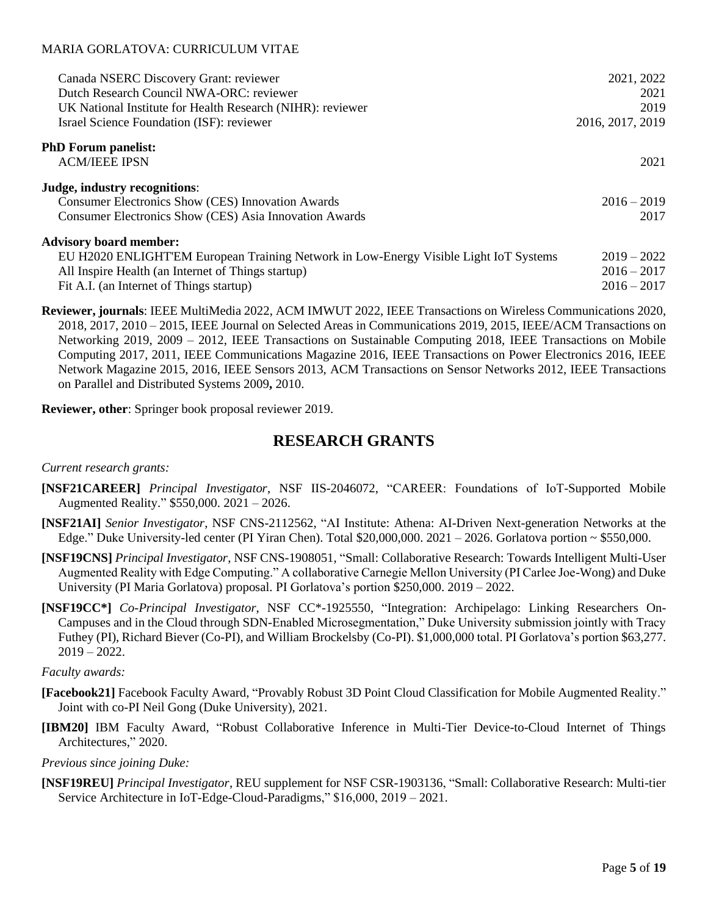| | |
|---|---|
| Canada NSERC Discovery Grant: reviewer | 2021, 2022 |
| Dutch Research Council NWA-ORC: reviewer | 2021 |
| UK National Institute for Health Research (NIHR): reviewer | 2019 |
| Israel Science Foundation (ISF): reviewer | 2016, 2017, 2019 |

**PhD Forum panelist:**

| | |
|---|---|
| ACM/IEEE IPSN | 2021 |

**Judge, industry recognitions**:

| | |
|---|---|
| Consumer Electronics Show (CES) Innovation Awards | 2016 – 2019 |
| Consumer Electronics Show (CES) Asia Innovation Awards | 2017 |

**Advisory board member:**

| | |
|---|---|
| EU H2020 ENLIGHT'EM European Training Network in Low-Energy Visible Light IoT Systems | 2019 – 2022 |
| All Inspire Health (an Internet of Things startup) | 2016 – 2017 |
| Fit A.I. (an Internet of Things startup) | 2016 – 2017 |

**Reviewer, journals**: IEEE MultiMedia 2022, ACM IMWUT 2022, IEEE Transactions on Wireless Communications 2020, 2018, 2017, 2010 – 2015, IEEE Journal on Selected Areas in Communications 2019, 2015, IEEE/ACM Transactions on Networking 2019, 2009 – 2012, IEEE Transactions on Sustainable Computing 2018, IEEE Transactions on Mobile Computing 2017, 2011, IEEE Communications Magazine 2016, IEEE Transactions on Power Electronics 2016, IEEE Network Magazine 2015, 2016, IEEE Sensors 2013, ACM Transactions on Sensor Networks 2012, IEEE Transactions on Parallel and Distributed Systems 2009**,** 2010.

**Reviewer, other**: Springer book proposal reviewer 2019.

## RESEARCH GRANTS

*Current research grants:*

**[NSF21CAREER]** *Principal Investigator*, NSF IIS-2046072, "CAREER: Foundations of IoT-Supported Mobile Augmented Reality." $550,000. 2021 – 2026.

**[NSF21AI]** *Senior Investigator*, NSF CNS-2112562, "AI Institute: Athena: AI-Driven Next-generation Networks at the Edge." Duke University-led center (PI Yiran Chen). Total $20,000,000. 2021 – 2026. Gorlatova portion ~ $550,000.

**[NSF19CNS]** *Principal Investigator*, NSF CNS-1908051, "Small: Collaborative Research: Towards Intelligent Multi-User Augmented Reality with Edge Computing." A collaborative Carnegie Mellon University (PI Carlee Joe-Wong) and Duke University (PI Maria Gorlatova) proposal. PI Gorlatova's portion $250,000. 2019 – 2022.

**[NSF19CC*]** *Co-Principal Investigator*, NSF CC*-1925550, "Integration: Archipelago: Linking Researchers On-Campuses and in the Cloud through SDN-Enabled Microsegmentation," Duke University submission jointly with Tracy Futhey (PI), Richard Biever (Co-PI), and William Brockelsby (Co-PI). $1,000,000 total. PI Gorlatova's portion $63,277. 2019 – 2022.

*Faculty awards:*

**[Facebook21]** Facebook Faculty Award, "Provably Robust 3D Point Cloud Classification for Mobile Augmented Reality." Joint with co-PI Neil Gong (Duke University), 2021.

**[IBM20]** IBM Faculty Award, "Robust Collaborative Inference in Multi-Tier Device-to-Cloud Internet of Things Architectures," 2020.

*Previous since joining Duke:*

**[NSF19REU]** *Principal Investigator*, REU supplement for NSF CSR-1903136, "Small: Collaborative Research: Multi-tier Service Architecture in IoT-Edge-Cloud-Paradigms," $16,000, 2019 – 2021.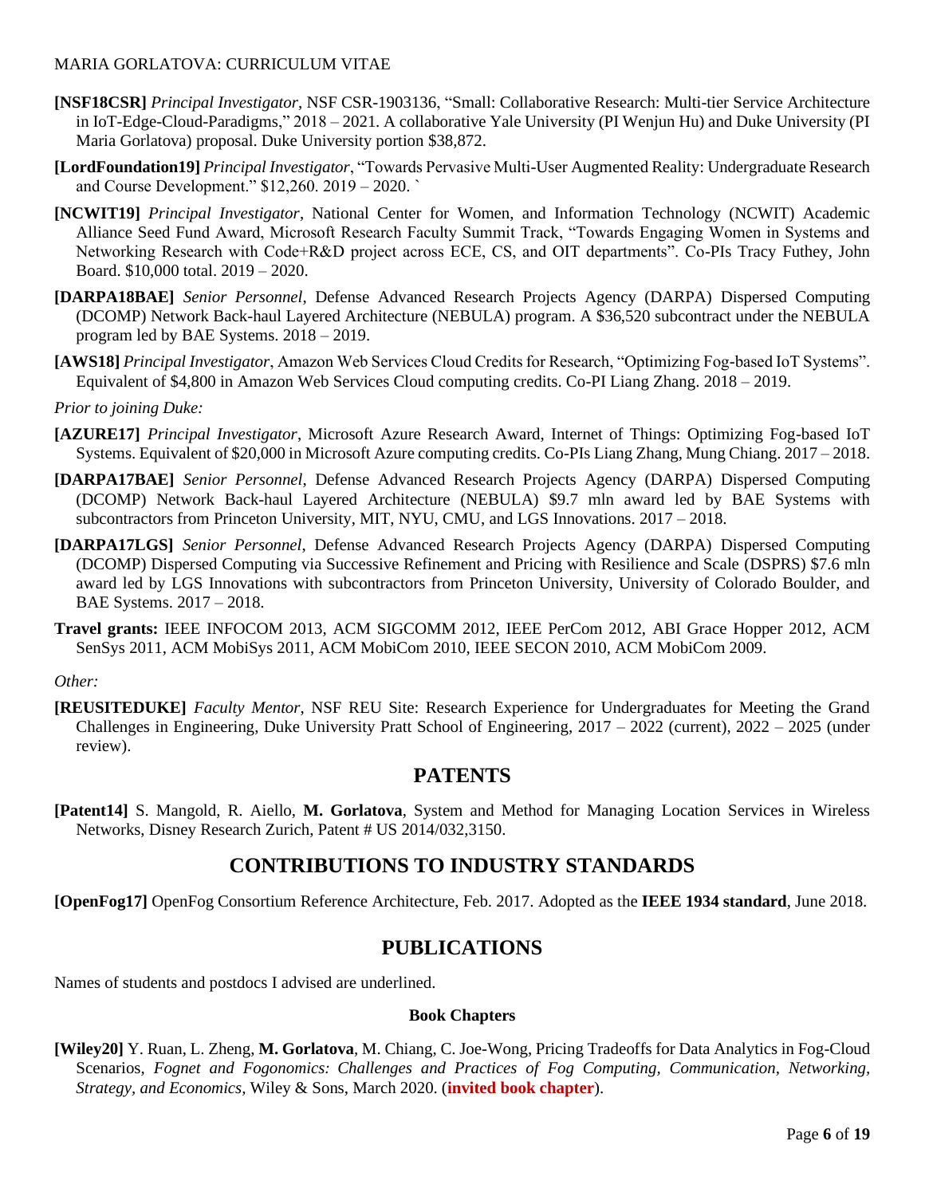**[NSF18CSR]** *Principal Investigator*, NSF CSR-1903136, "Small: Collaborative Research: Multi-tier Service Architecture in IoT-Edge-Cloud-Paradigms," 2018 – 2021. A collaborative Yale University (PI Wenjun Hu) and Duke University (PI Maria Gorlatova) proposal. Duke University portion $38,872.

**[LordFoundation19]** *Principal Investigator*, "Towards Pervasive Multi-User Augmented Reality: Undergraduate Research and Course Development." $12,260. 2019 – 2020. `

**[NCWIT19]** *Principal Investigator*, National Center for Women, and Information Technology (NCWIT) Academic Alliance Seed Fund Award, Microsoft Research Faculty Summit Track, "Towards Engaging Women in Systems and Networking Research with Code+R&D project across ECE, CS, and OIT departments". Co-PIs Tracy Futhey, John Board. $10,000 total. 2019 – 2020.

**[DARPA18BAE]** *Senior Personnel*, Defense Advanced Research Projects Agency (DARPA) Dispersed Computing (DCOMP) Network Back-haul Layered Architecture (NEBULA) program. A $36,520 subcontract under the NEBULA program led by BAE Systems. 2018 – 2019.

**[AWS18]** *Principal Investigator*, Amazon Web Services Cloud Credits for Research, "Optimizing Fog-based IoT Systems". Equivalent of $4,800 in Amazon Web Services Cloud computing credits. Co-PI Liang Zhang. 2018 – 2019.

*Prior to joining Duke:*

**[AZURE17]** *Principal Investigator*, Microsoft Azure Research Award, Internet of Things: Optimizing Fog-based IoT Systems. Equivalent of $20,000 in Microsoft Azure computing credits. Co-PIs Liang Zhang, Mung Chiang. 2017 – 2018.

**[DARPA17BAE]** *Senior Personnel*, Defense Advanced Research Projects Agency (DARPA) Dispersed Computing (DCOMP) Network Back-haul Layered Architecture (NEBULA) $9.7 mln award led by BAE Systems with subcontractors from Princeton University, MIT, NYU, CMU, and LGS Innovations. 2017 – 2018.

**[DARPA17LGS]** *Senior Personnel*, Defense Advanced Research Projects Agency (DARPA) Dispersed Computing (DCOMP) Dispersed Computing via Successive Refinement and Pricing with Resilience and Scale (DSPRS) $7.6 mln award led by LGS Innovations with subcontractors from Princeton University, University of Colorado Boulder, and BAE Systems. 2017 – 2018.

**Travel grants:** IEEE INFOCOM 2013, ACM SIGCOMM 2012, IEEE PerCom 2012, ABI Grace Hopper 2012, ACM SenSys 2011, ACM MobiSys 2011, ACM MobiCom 2010, IEEE SECON 2010, ACM MobiCom 2009.

*Other:*

**[REUSITEDUKE]** *Faculty Mentor*, NSF REU Site: Research Experience for Undergraduates for Meeting the Grand Challenges in Engineering, Duke University Pratt School of Engineering, 2017 – 2022 (current), 2022 – 2025 (under review).

## PATENTS

**[Patent14]** S. Mangold, R. Aiello, **M. Gorlatova**, System and Method for Managing Location Services in Wireless Networks, Disney Research Zurich, Patent # US 2014/032,3150.

## CONTRIBUTIONS TO INDUSTRY STANDARDS

**[OpenFog17]** OpenFog Consortium Reference Architecture, Feb. 2017. Adopted as the **IEEE 1934 standard**, June 2018.

## PUBLICATIONS

Names of students and postdocs I advised are underlined.

### Book Chapters

**[Wiley20]** Y. Ruan, L. Zheng, **M. Gorlatova**, M. Chiang, C. Joe-Wong, Pricing Tradeoffs for Data Analytics in Fog-Cloud Scenarios, *Fognet and Fogonomics: Challenges and Practices of Fog Computing, Communication, Networking, Strategy, and Economics*, Wiley & Sons, March 2020. (**invited book chapter**).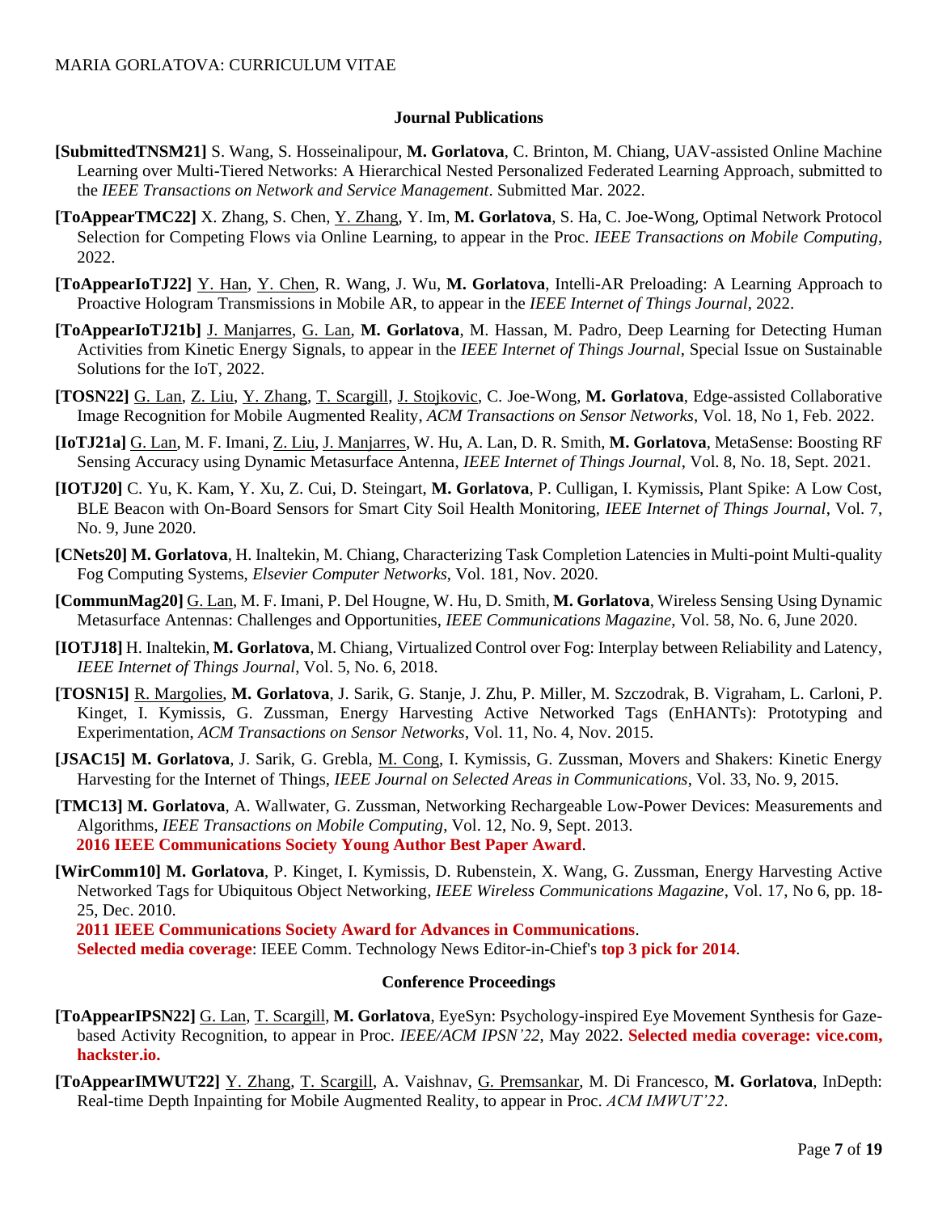## Journal Publications

**[SubmittedTNSM21]** S. Wang, S. Hosseinalipour, **M. Gorlatova**, C. Brinton, M. Chiang, UAV-assisted Online Machine Learning over Multi-Tiered Networks: A Hierarchical Nested Personalized Federated Learning Approach, submitted to the *IEEE Transactions on Network and Service Management*. Submitted Mar. 2022.

**[ToAppearTMC22]** X. Zhang, S. Chen, Y. Zhang, Y. Im, **M. Gorlatova**, S. Ha, C. Joe-Wong, Optimal Network Protocol Selection for Competing Flows via Online Learning, to appear in the Proc. *IEEE Transactions on Mobile Computing*, 2022.

**[ToAppearIoTJ22]** Y. Han, Y. Chen, R. Wang, J. Wu, **M. Gorlatova**, Intelli-AR Preloading: A Learning Approach to Proactive Hologram Transmissions in Mobile AR, to appear in the *IEEE Internet of Things Journal*, 2022.

**[ToAppearIoTJ21b]** J. Manjarres, G. Lan, **M. Gorlatova**, M. Hassan, M. Padro, Deep Learning for Detecting Human Activities from Kinetic Energy Signals, to appear in the *IEEE Internet of Things Journal*, Special Issue on Sustainable Solutions for the IoT, 2022.

**[TOSN22]** G. Lan, Z. Liu, Y. Zhang, T. Scargill, J. Stojkovic, C. Joe-Wong, **M. Gorlatova**, Edge-assisted Collaborative Image Recognition for Mobile Augmented Reality, *ACM Transactions on Sensor Networks*, Vol. 18, No 1, Feb. 2022.

**[IoTJ21a]** G. Lan, M. F. Imani, Z. Liu, J. Manjarres, W. Hu, A. Lan, D. R. Smith, **M. Gorlatova**, MetaSense: Boosting RF Sensing Accuracy using Dynamic Metasurface Antenna, *IEEE Internet of Things Journal*, Vol. 8, No. 18, Sept. 2021.

**[IOTJ20]** C. Yu, K. Kam, Y. Xu, Z. Cui, D. Steingart, **M. Gorlatova**, P. Culligan, I. Kymissis, Plant Spike: A Low Cost, BLE Beacon with On-Board Sensors for Smart City Soil Health Monitoring, *IEEE Internet of Things Journal*, Vol. 7, No. 9, June 2020.

**[CNets20] M. Gorlatova**, H. Inaltekin, M. Chiang, Characterizing Task Completion Latencies in Multi-point Multi-quality Fog Computing Systems, *Elsevier Computer Networks*, Vol. 181, Nov. 2020.

**[CommunMag20]** G. Lan, M. F. Imani, P. Del Hougne, W. Hu, D. Smith, **M. Gorlatova**, Wireless Sensing Using Dynamic Metasurface Antennas: Challenges and Opportunities, *IEEE Communications Magazine*, Vol. 58, No. 6, June 2020.

**[IOTJ18]** H. Inaltekin, **M. Gorlatova**, M. Chiang, Virtualized Control over Fog: Interplay between Reliability and Latency, *IEEE Internet of Things Journal*, Vol. 5, No. 6, 2018.

**[TOSN15]** R. Margolies, **M. Gorlatova**, J. Sarik, G. Stanje, J. Zhu, P. Miller, M. Szczodrak, B. Vigraham, L. Carloni, P. Kinget, I. Kymissis, G. Zussman, Energy Harvesting Active Networked Tags (EnHANTs): Prototyping and Experimentation, *ACM Transactions on Sensor Networks*, Vol. 11, No. 4, Nov. 2015.

**[JSAC15] M. Gorlatova**, J. Sarik, G. Grebla, M. Cong, I. Kymissis, G. Zussman, Movers and Shakers: Kinetic Energy Harvesting for the Internet of Things, *IEEE Journal on Selected Areas in Communications*, Vol. 33, No. 9, 2015.

**[TMC13] M. Gorlatova**, A. Wallwater, G. Zussman, Networking Rechargeable Low-Power Devices: Measurements and Algorithms, *IEEE Transactions on Mobile Computing*, Vol. 12, No. 9, Sept. 2013.
**2016 IEEE Communications Society Young Author Best Paper Award**.

**[WirComm10] M. Gorlatova**, P. Kinget, I. Kymissis, D. Rubenstein, X. Wang, G. Zussman, Energy Harvesting Active Networked Tags for Ubiquitous Object Networking, *IEEE Wireless Communications Magazine*, Vol. 17, No 6, pp. 18-25, Dec. 2010.
**2011 IEEE Communications Society Award for Advances in Communications**.
**Selected media coverage**: IEEE Comm. Technology News Editor-in-Chief's **top 3 pick for 2014**.

## Conference Proceedings

**[ToAppearIPSN22]** G. Lan, T. Scargill, **M. Gorlatova**, EyeSyn: Psychology-inspired Eye Movement Synthesis for Gaze-based Activity Recognition, to appear in Proc. *IEEE/ACM IPSN'22*, May 2022. **Selected media coverage: vice.com, hackster.io.**

**[ToAppearIMWUT22]** Y. Zhang, T. Scargill, A. Vaishnav, G. Premsankar, M. Di Francesco, **M. Gorlatova**, InDepth: Real-time Depth Inpainting for Mobile Augmented Reality, to appear in Proc. *ACM IMWUT'22*.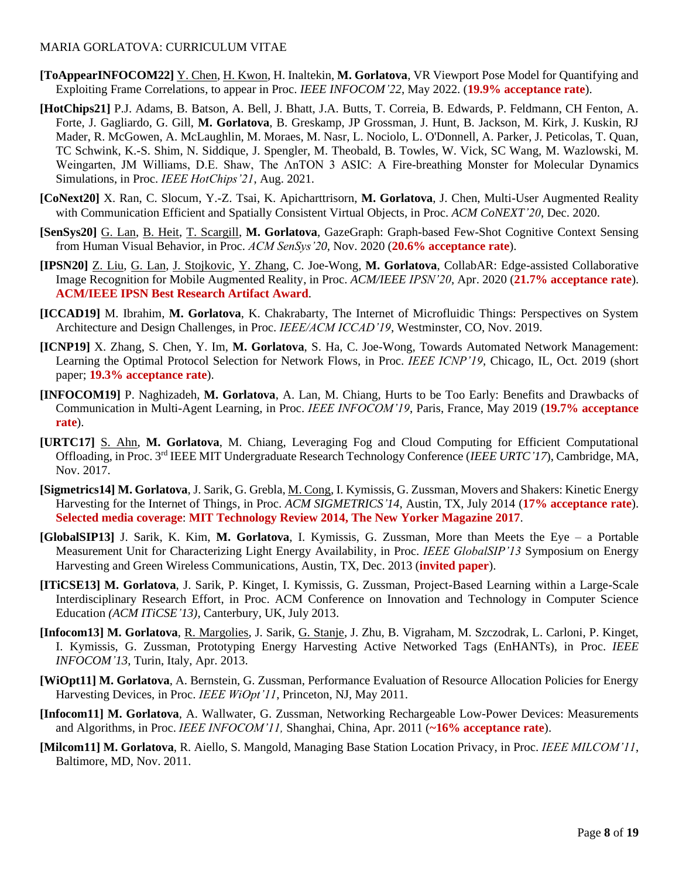**[ToAppearINFOCOM22]** Y. Chen, H. Kwon, H. Inaltekin, **M. Gorlatova**, VR Viewport Pose Model for Quantifying and Exploiting Frame Correlations, to appear in Proc. *IEEE INFOCOM'22*, May 2022. (**19.9% acceptance rate**).

**[HotChips21]** P.J. Adams, B. Batson, A. Bell, J. Bhatt, J.A. Butts, T. Correia, B. Edwards, P. Feldmann, CH Fenton, A. Forte, J. Gagliardo, G. Gill, **M. Gorlatova**, B. Greskamp, JP Grossman, J. Hunt, B. Jackson, M. Kirk, J. Kuskin, RJ Mader, R. McGowen, A. McLaughlin, M. Moraes, M. Nasr, L. Nociolo, L. O'Donnell, A. Parker, J. Peticolas, T. Quan, TC Schwink, K.-S. Shim, N. Siddique, J. Spengler, M. Theobald, B. Towles, W. Vick, SC Wang, M. Wazlowski, M. Weingarten, JM Williams, D.E. Shaw, The ΛnTON 3 ASIC: A Fire-breathing Monster for Molecular Dynamics Simulations, in Proc. *IEEE HotChips'21*, Aug. 2021.

**[CoNext20]** X. Ran, C. Slocum, Y.-Z. Tsai, K. Apicharttrisorn, **M. Gorlatova**, J. Chen, Multi-User Augmented Reality with Communication Efficient and Spatially Consistent Virtual Objects, in Proc. *ACM CoNEXT'20*, Dec. 2020.

**[SenSys20]** G. Lan, B. Heit, T. Scargill, **M. Gorlatova**, GazeGraph: Graph-based Few-Shot Cognitive Context Sensing from Human Visual Behavior, in Proc. *ACM SenSys'20*, Nov. 2020 (**20.6% acceptance rate**).

**[IPSN20]** Z. Liu, G. Lan, J. Stojkovic, Y. Zhang, C. Joe-Wong, **M. Gorlatova**, CollabAR: Edge-assisted Collaborative Image Recognition for Mobile Augmented Reality, in Proc. *ACM/IEEE IPSN'20*, Apr. 2020 (**21.7% acceptance rate**). **ACM/IEEE IPSN Best Research Artifact Award**.

**[ICCAD19]** M. Ibrahim, **M. Gorlatova**, K. Chakrabarty, The Internet of Microfluidic Things: Perspectives on System Architecture and Design Challenges, in Proc. *IEEE/ACM ICCAD'19*, Westminster, CO, Nov. 2019.

**[ICNP19]** X. Zhang, S. Chen, Y. Im, **M. Gorlatova**, S. Ha, C. Joe-Wong, Towards Automated Network Management: Learning the Optimal Protocol Selection for Network Flows, in Proc. *IEEE ICNP'19*, Chicago, IL, Oct. 2019 (short paper; **19.3% acceptance rate**).

**[INFOCOM19]** P. Naghizadeh, **M. Gorlatova**, A. Lan, M. Chiang, Hurts to be Too Early: Benefits and Drawbacks of Communication in Multi-Agent Learning, in Proc. *IEEE INFOCOM'19*, Paris, France, May 2019 (**19.7% acceptance rate**).

**[URTC17]** S. Ahn, **M. Gorlatova**, M. Chiang, Leveraging Fog and Cloud Computing for Efficient Computational Offloading, in Proc. 3rd IEEE MIT Undergraduate Research Technology Conference (*IEEE URTC'17*), Cambridge, MA, Nov. 2017.

**[Sigmetrics14] M. Gorlatova**, J. Sarik, G. Grebla, M. Cong, I. Kymissis, G. Zussman, Movers and Shakers: Kinetic Energy Harvesting for the Internet of Things, in Proc. *ACM SIGMETRICS'14*, Austin, TX, July 2014 (**17% acceptance rate**). **Selected media coverage**: **MIT Technology Review 2014, The New Yorker Magazine 2017**.

**[GlobalSIP13]** J. Sarik, K. Kim, **M. Gorlatova**, I. Kymissis, G. Zussman, More than Meets the Eye – a Portable Measurement Unit for Characterizing Light Energy Availability, in Proc. *IEEE GlobalSIP'13* Symposium on Energy Harvesting and Green Wireless Communications, Austin, TX, Dec. 2013 (**invited paper**).

**[ITiCSE13] M. Gorlatova**, J. Sarik, P. Kinget, I. Kymissis, G. Zussman, Project-Based Learning within a Large-Scale Interdisciplinary Research Effort, in Proc. ACM Conference on Innovation and Technology in Computer Science Education *(ACM ITiCSE'13)*, Canterbury, UK, July 2013.

**[Infocom13] M. Gorlatova**, R. Margolies, J. Sarik, G. Stanje, J. Zhu, B. Vigraham, M. Szczodrak, L. Carloni, P. Kinget, I. Kymissis, G. Zussman, Prototyping Energy Harvesting Active Networked Tags (EnHANTs), in Proc. *IEEE INFOCOM'13*, Turin, Italy, Apr. 2013.

**[WiOpt11] M. Gorlatova**, A. Bernstein, G. Zussman, Performance Evaluation of Resource Allocation Policies for Energy Harvesting Devices, in Proc. *IEEE WiOpt'11*, Princeton, NJ, May 2011.

**[Infocom11] M. Gorlatova**, A. Wallwater, G. Zussman, Networking Rechargeable Low-Power Devices: Measurements and Algorithms, in Proc. *IEEE INFOCOM'11,* Shanghai, China, Apr. 2011 (**~16% acceptance rate**).

**[Milcom11] M. Gorlatova**, R. Aiello, S. Mangold, Managing Base Station Location Privacy, in Proc. *IEEE MILCOM'11*, Baltimore, MD, Nov. 2011.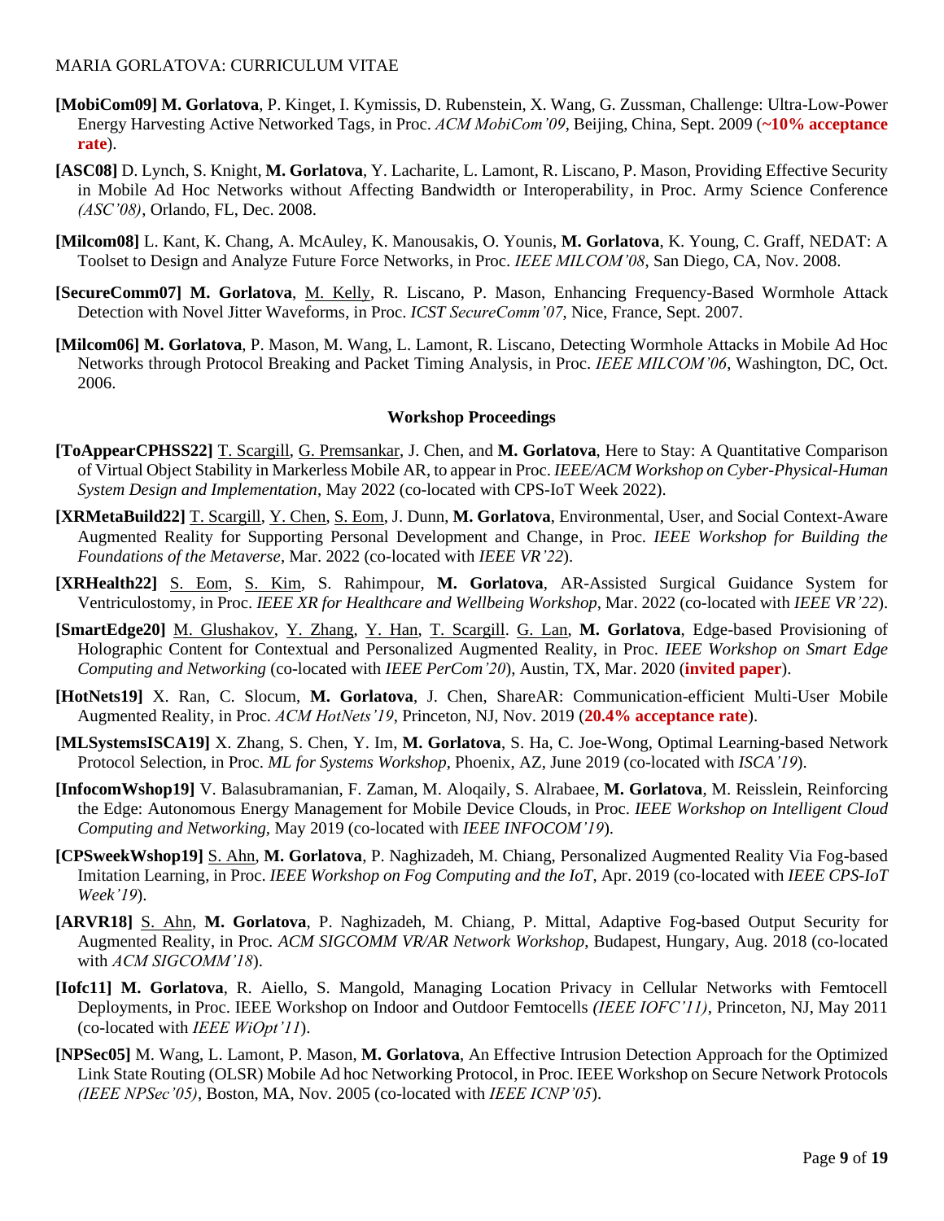**[MobiCom09]** **M. Gorlatova**, P. Kinget, I. Kymissis, D. Rubenstein, X. Wang, G. Zussman, Challenge: Ultra-Low-Power Energy Harvesting Active Networked Tags, in Proc. *ACM MobiCom'09*, Beijing, China, Sept. 2009 (**~10% acceptance rate**).

**[ASC08]** D. Lynch, S. Knight, **M. Gorlatova**, Y. Lacharite, L. Lamont, R. Liscano, P. Mason, Providing Effective Security in Mobile Ad Hoc Networks without Affecting Bandwidth or Interoperability, in Proc. Army Science Conference *(ASC'08)*, Orlando, FL, Dec. 2008.

**[Milcom08]** L. Kant, K. Chang, A. McAuley, K. Manousakis, O. Younis, **M. Gorlatova**, K. Young, C. Graff, NEDAT: A Toolset to Design and Analyze Future Force Networks, in Proc. *IEEE MILCOM'08*, San Diego, CA, Nov. 2008.

**[SecureComm07]** **M. Gorlatova**, M. Kelly, R. Liscano, P. Mason, Enhancing Frequency-Based Wormhole Attack Detection with Novel Jitter Waveforms, in Proc. *ICST SecureComm'07*, Nice, France, Sept. 2007.

**[Milcom06]** **M. Gorlatova**, P. Mason, M. Wang, L. Lamont, R. Liscano, Detecting Wormhole Attacks in Mobile Ad Hoc Networks through Protocol Breaking and Packet Timing Analysis, in Proc. *IEEE MILCOM'06*, Washington, DC, Oct. 2006.

### Workshop Proceedings

**[ToAppearCPHSS22]** T. Scargill, G. Premsankar, J. Chen, and **M. Gorlatova**, Here to Stay: A Quantitative Comparison of Virtual Object Stability in Markerless Mobile AR, to appear in Proc. *IEEE/ACM Workshop on Cyber-Physical-Human System Design and Implementation*, May 2022 (co-located with CPS-IoT Week 2022).

**[XRMetaBuild22]** T. Scargill, Y. Chen, S. Eom, J. Dunn, **M. Gorlatova**, Environmental, User, and Social Context-Aware Augmented Reality for Supporting Personal Development and Change, in Proc. *IEEE Workshop for Building the Foundations of the Metaverse*, Mar. 2022 (co-located with *IEEE VR'22*).

**[XRHealth22]** S. Eom, S. Kim, S. Rahimpour, **M. Gorlatova**, AR-Assisted Surgical Guidance System for Ventriculostomy, in Proc. *IEEE XR for Healthcare and Wellbeing Workshop*, Mar. 2022 (co-located with *IEEE VR'22*).

**[SmartEdge20]** M. Glushakov, Y. Zhang, Y. Han, T. Scargill. G. Lan, **M. Gorlatova**, Edge-based Provisioning of Holographic Content for Contextual and Personalized Augmented Reality, in Proc. *IEEE Workshop on Smart Edge Computing and Networking* (co-located with *IEEE PerCom'20*), Austin, TX, Mar. 2020 (**invited paper**).

**[HotNets19]** X. Ran, C. Slocum, **M. Gorlatova**, J. Chen, ShareAR: Communication-efficient Multi-User Mobile Augmented Reality, in Proc. *ACM HotNets'19*, Princeton, NJ, Nov. 2019 (**20.4% acceptance rate**).

**[MLSystemsISCA19]** X. Zhang, S. Chen, Y. Im, **M. Gorlatova**, S. Ha, C. Joe-Wong, Optimal Learning-based Network Protocol Selection, in Proc. *ML for Systems Workshop*, Phoenix, AZ, June 2019 (co-located with *ISCA'19*).

**[InfocomWshop19]** V. Balasubramanian, F. Zaman, M. Aloqaily, S. Alrabaee, **M. Gorlatova**, M. Reisslein, Reinforcing the Edge: Autonomous Energy Management for Mobile Device Clouds, in Proc. *IEEE Workshop on Intelligent Cloud Computing and Networking,* May 2019 (co-located with *IEEE INFOCOM'19*).

**[CPSweekWshop19]** S. Ahn, **M. Gorlatova**, P. Naghizadeh, M. Chiang, Personalized Augmented Reality Via Fog-based Imitation Learning, in Proc. *IEEE Workshop on Fog Computing and the IoT*, Apr. 2019 (co-located with *IEEE CPS-IoT Week'19*).

**[ARVR18]** S. Ahn, **M. Gorlatova**, P. Naghizadeh, M. Chiang, P. Mittal, Adaptive Fog-based Output Security for Augmented Reality, in Proc. *ACM SIGCOMM VR/AR Network Workshop*, Budapest, Hungary, Aug. 2018 (co-located with *ACM SIGCOMM'18*).

**[Iofc11]** **M. Gorlatova**, R. Aiello, S. Mangold, Managing Location Privacy in Cellular Networks with Femtocell Deployments, in Proc. IEEE Workshop on Indoor and Outdoor Femtocells *(IEEE IOFC'11)*, Princeton, NJ, May 2011 (co-located with *IEEE WiOpt'11*).

**[NPSec05]** M. Wang, L. Lamont, P. Mason, **M. Gorlatova**, An Effective Intrusion Detection Approach for the Optimized Link State Routing (OLSR) Mobile Ad hoc Networking Protocol, in Proc. IEEE Workshop on Secure Network Protocols *(IEEE NPSec'05)*, Boston, MA, Nov. 2005 (co-located with *IEEE ICNP'05*).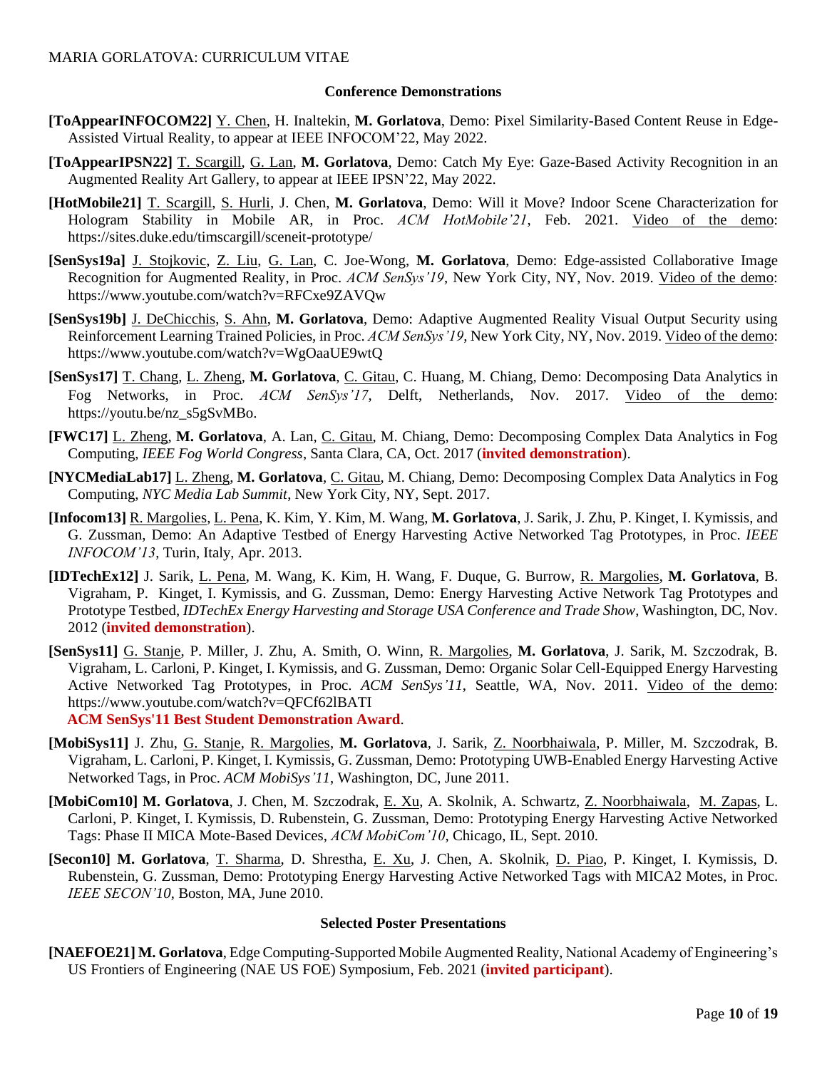### Conference Demonstrations

**[ToAppearINFOCOM22]** Y. Chen, H. Inaltekin, **M. Gorlatova**, Demo: Pixel Similarity-Based Content Reuse in Edge-Assisted Virtual Reality, to appear at IEEE INFOCOM'22, May 2022.

**[ToAppearIPSN22]** T. Scargill, G. Lan, **M. Gorlatova**, Demo: Catch My Eye: Gaze-Based Activity Recognition in an Augmented Reality Art Gallery, to appear at IEEE IPSN'22, May 2022.

**[HotMobile21]** T. Scargill, S. Hurli, J. Chen, **M. Gorlatova**, Demo: Will it Move? Indoor Scene Characterization for Hologram Stability in Mobile AR, in Proc. *ACM HotMobile'21*, Feb. 2021. Video of the demo: https://sites.duke.edu/timscargill/sceneit-prototype/

**[SenSys19a]** J. Stojkovic, Z. Liu, G. Lan, C. Joe-Wong, **M. Gorlatova**, Demo: Edge-assisted Collaborative Image Recognition for Augmented Reality, in Proc. *ACM SenSys'19*, New York City, NY, Nov. 2019. Video of the demo: https://www.youtube.com/watch?v=RFCxe9ZAVQw

**[SenSys19b]** J. DeChicchis, S. Ahn, **M. Gorlatova**, Demo: Adaptive Augmented Reality Visual Output Security using Reinforcement Learning Trained Policies, in Proc. *ACM SenSys'19*, New York City, NY, Nov. 2019. Video of the demo: https://www.youtube.com/watch?v=WgOaaUE9wtQ

**[SenSys17]** T. Chang, L. Zheng, **M. Gorlatova**, C. Gitau, C. Huang, M. Chiang, Demo: Decomposing Data Analytics in Fog Networks, in Proc. *ACM SenSys'17*, Delft, Netherlands, Nov. 2017. Video of the demo: https://youtu.be/nz_s5gSvMBo.

**[FWC17]** L. Zheng, **M. Gorlatova**, A. Lan, C. Gitau, M. Chiang, Demo: Decomposing Complex Data Analytics in Fog Computing, *IEEE Fog World Congress*, Santa Clara, CA, Oct. 2017 (**invited demonstration**).

**[NYCMediaLab17]** L. Zheng, **M. Gorlatova**, C. Gitau, M. Chiang, Demo: Decomposing Complex Data Analytics in Fog Computing, *NYC Media Lab Summit*, New York City, NY, Sept. 2017.

**[Infocom13]** R. Margolies, L. Pena, K. Kim, Y. Kim, M. Wang, **M. Gorlatova**, J. Sarik, J. Zhu, P. Kinget, I. Kymissis, and G. Zussman, Demo: An Adaptive Testbed of Energy Harvesting Active Networked Tag Prototypes, in Proc. *IEEE INFOCOM'13*, Turin, Italy, Apr. 2013.

**[IDTechEx12]** J. Sarik, L. Pena, M. Wang, K. Kim, H. Wang, F. Duque, G. Burrow, R. Margolies, **M. Gorlatova**, B. Vigraham, P. Kinget, I. Kymissis, and G. Zussman, Demo: Energy Harvesting Active Network Tag Prototypes and Prototype Testbed, *IDTechEx Energy Harvesting and Storage USA Conference and Trade Show*, Washington, DC, Nov. 2012 (**invited demonstration**).

**[SenSys11]** G. Stanje, P. Miller, J. Zhu, A. Smith, O. Winn, R. Margolies, **M. Gorlatova**, J. Sarik, M. Szczodrak, B. Vigraham, L. Carloni, P. Kinget, I. Kymissis, and G. Zussman, Demo: Organic Solar Cell-Equipped Energy Harvesting Active Networked Tag Prototypes, in Proc. *ACM SenSys'11*, Seattle, WA, Nov. 2011. Video of the demo: https://www.youtube.com/watch?v=QFCf62lBATI
**ACM SenSys'11 Best Student Demonstration Award**.

**[MobiSys11]** J. Zhu, G. Stanje, R. Margolies, **M. Gorlatova**, J. Sarik, Z. Noorbhaiwala, P. Miller, M. Szczodrak, B. Vigraham, L. Carloni, P. Kinget, I. Kymissis, G. Zussman, Demo: Prototyping UWB-Enabled Energy Harvesting Active Networked Tags, in Proc. *ACM MobiSys'11*, Washington, DC, June 2011.

**[MobiCom10] M. Gorlatova**, J. Chen, M. Szczodrak, E. Xu, A. Skolnik, A. Schwartz, Z. Noorbhaiwala, M. Zapas, L. Carloni, P. Kinget, I. Kymissis, D. Rubenstein, G. Zussman, Demo: Prototyping Energy Harvesting Active Networked Tags: Phase II MICA Mote-Based Devices, *ACM MobiCom'10*, Chicago, IL, Sept. 2010.

**[Secon10] M. Gorlatova**, T. Sharma, D. Shrestha, E. Xu, J. Chen, A. Skolnik, D. Piao, P. Kinget, I. Kymissis, D. Rubenstein, G. Zussman, Demo: Prototyping Energy Harvesting Active Networked Tags with MICA2 Motes, in Proc. *IEEE SECON'10*, Boston, MA, June 2010.

### Selected Poster Presentations

**[NAEFOE21] M. Gorlatova**, Edge Computing-Supported Mobile Augmented Reality, National Academy of Engineering's US Frontiers of Engineering (NAE US FOE) Symposium, Feb. 2021 (**invited participant**).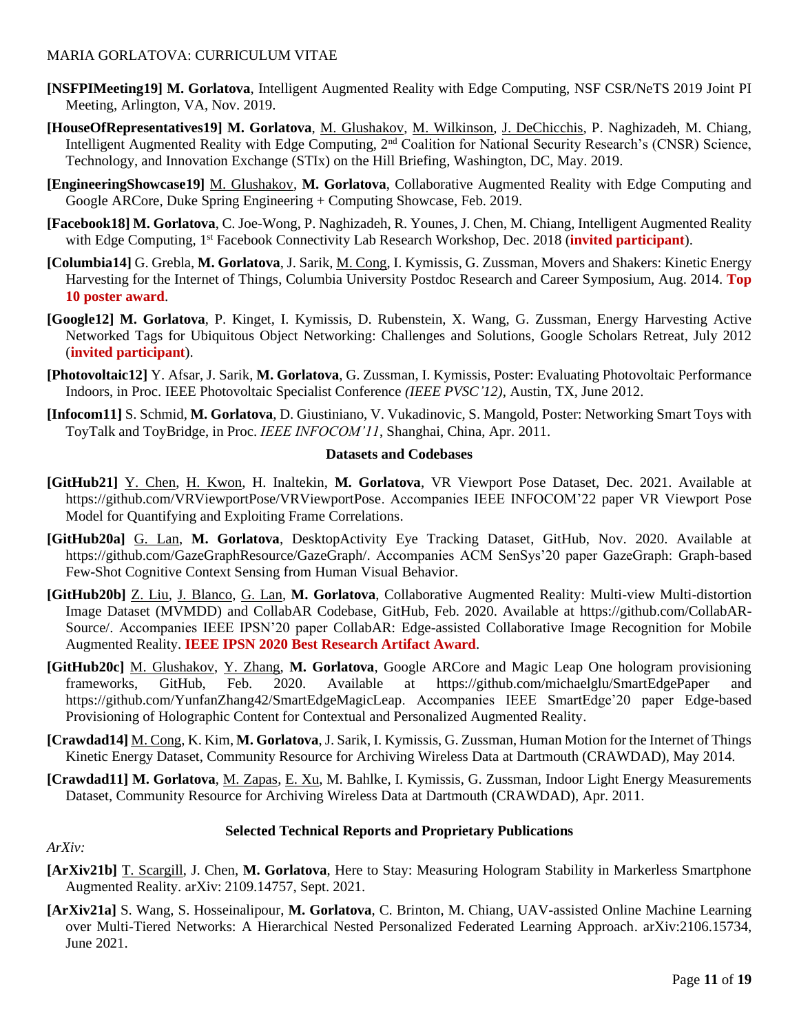**[NSFPIMeeting19] M. Gorlatova**, Intelligent Augmented Reality with Edge Computing, NSF CSR/NeTS 2019 Joint PI Meeting, Arlington, VA, Nov. 2019.

**[HouseOfRepresentatives19] M. Gorlatova**, M. Glushakov, M. Wilkinson, J. DeChicchis, P. Naghizadeh, M. Chiang, Intelligent Augmented Reality with Edge Computing, 2nd Coalition for National Security Research's (CNSR) Science, Technology, and Innovation Exchange (STIx) on the Hill Briefing, Washington, DC, May. 2019.

**[EngineeringShowcase19]** M. Glushakov, **M. Gorlatova**, Collaborative Augmented Reality with Edge Computing and Google ARCore, Duke Spring Engineering + Computing Showcase, Feb. 2019.

**[Facebook18] M. Gorlatova**, C. Joe-Wong, P. Naghizadeh, R. Younes, J. Chen, M. Chiang, Intelligent Augmented Reality with Edge Computing, 1st Facebook Connectivity Lab Research Workshop, Dec. 2018 (**invited participant**).

**[Columbia14]** G. Grebla, **M. Gorlatova**, J. Sarik, M. Cong, I. Kymissis, G. Zussman, Movers and Shakers: Kinetic Energy Harvesting for the Internet of Things, Columbia University Postdoc Research and Career Symposium, Aug. 2014. **Top 10 poster award**.

**[Google12] M. Gorlatova**, P. Kinget, I. Kymissis, D. Rubenstein, X. Wang, G. Zussman, Energy Harvesting Active Networked Tags for Ubiquitous Object Networking: Challenges and Solutions, Google Scholars Retreat, July 2012 (**invited participant**).

**[Photovoltaic12]** Y. Afsar, J. Sarik, **M. Gorlatova**, G. Zussman, I. Kymissis, Poster: Evaluating Photovoltaic Performance Indoors, in Proc. IEEE Photovoltaic Specialist Conference *(IEEE PVSC'12)*, Austin, TX, June 2012.

**[Infocom11]** S. Schmid, **M. Gorlatova**, D. Giustiniano, V. Vukadinovic, S. Mangold, Poster: Networking Smart Toys with ToyTalk and ToyBridge, in Proc. *IEEE INFOCOM'11*, Shanghai, China, Apr. 2011.

### Datasets and Codebases

**[GitHub21]** Y. Chen, H. Kwon, H. Inaltekin, **M. Gorlatova**, VR Viewport Pose Dataset, Dec. 2021. Available at https://github.com/VRViewportPose/VRViewportPose. Accompanies IEEE INFOCOM'22 paper VR Viewport Pose Model for Quantifying and Exploiting Frame Correlations.

**[GitHub20a]** G. Lan, **M. Gorlatova**, DesktopActivity Eye Tracking Dataset, GitHub, Nov. 2020. Available at https://github.com/GazeGraphResource/GazeGraph/. Accompanies ACM SenSys'20 paper GazeGraph: Graph-based Few-Shot Cognitive Context Sensing from Human Visual Behavior.

**[GitHub20b]** Z. Liu, J. Blanco, G. Lan, **M. Gorlatova**, Collaborative Augmented Reality: Multi-view Multi-distortion Image Dataset (MVMDD) and CollabAR Codebase, GitHub, Feb. 2020. Available at https://github.com/CollabAR-Source/. Accompanies IEEE IPSN'20 paper CollabAR: Edge-assisted Collaborative Image Recognition for Mobile Augmented Reality. **IEEE IPSN 2020 Best Research Artifact Award**.

**[GitHub20c]** M. Glushakov, Y. Zhang, **M. Gorlatova**, Google ARCore and Magic Leap One hologram provisioning frameworks, GitHub, Feb. 2020. Available at https://github.com/michaelglu/SmartEdgePaper and https://github.com/YunfanZhang42/SmartEdgeMagicLeap. Accompanies IEEE SmartEdge'20 paper Edge-based Provisioning of Holographic Content for Contextual and Personalized Augmented Reality.

**[Crawdad14]** M. Cong, K. Kim, **M. Gorlatova**, J. Sarik, I. Kymissis, G. Zussman, Human Motion for the Internet of Things Kinetic Energy Dataset, Community Resource for Archiving Wireless Data at Dartmouth (CRAWDAD), May 2014.

**[Crawdad11] M. Gorlatova**, M. Zapas, E. Xu, M. Bahlke, I. Kymissis, G. Zussman, Indoor Light Energy Measurements Dataset, Community Resource for Archiving Wireless Data at Dartmouth (CRAWDAD), Apr. 2011.

### Selected Technical Reports and Proprietary Publications

*ArXiv:*

**[ArXiv21b]** T. Scargill, J. Chen, **M. Gorlatova**, Here to Stay: Measuring Hologram Stability in Markerless Smartphone Augmented Reality. arXiv: 2109.14757, Sept. 2021.

**[ArXiv21a]** S. Wang, S. Hosseinalipour, **M. Gorlatova**, C. Brinton, M. Chiang, UAV-assisted Online Machine Learning over Multi-Tiered Networks: A Hierarchical Nested Personalized Federated Learning Approach. arXiv:2106.15734, June 2021.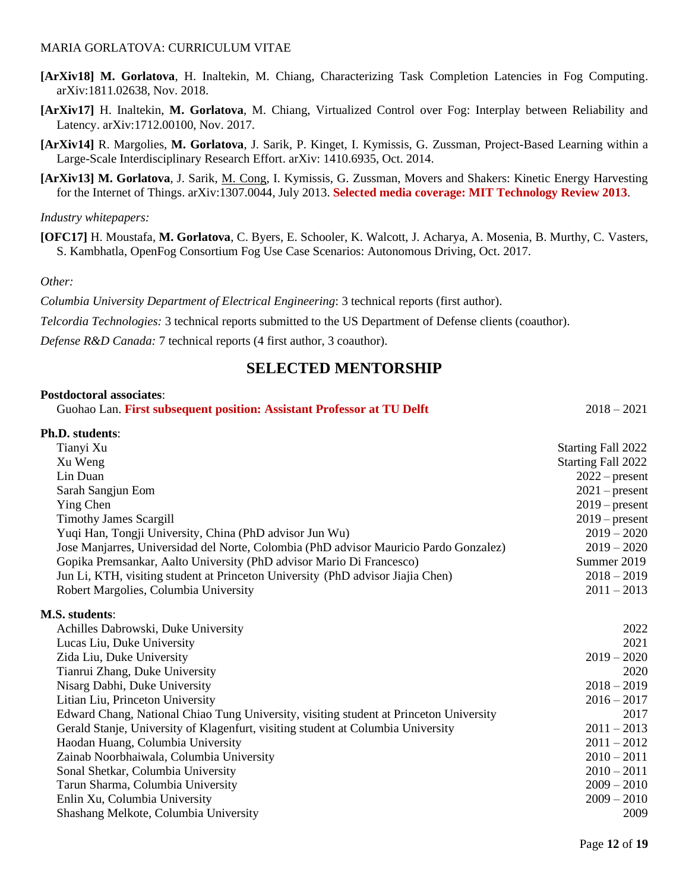**[ArXiv18] M. Gorlatova**, H. Inaltekin, M. Chiang, Characterizing Task Completion Latencies in Fog Computing. arXiv:1811.02638, Nov. 2018.

**[ArXiv17]** H. Inaltekin, **M. Gorlatova**, M. Chiang, Virtualized Control over Fog: Interplay between Reliability and Latency. arXiv:1712.00100, Nov. 2017.

**[ArXiv14]** R. Margolies, **M. Gorlatova**, J. Sarik, P. Kinget, I. Kymissis, G. Zussman, Project-Based Learning within a Large-Scale Interdisciplinary Research Effort. arXiv: 1410.6935, Oct. 2014.

**[ArXiv13] M. Gorlatova**, J. Sarik, M. Cong, I. Kymissis, G. Zussman, Movers and Shakers: Kinetic Energy Harvesting for the Internet of Things. arXiv:1307.0044, July 2013. **Selected media coverage: MIT Technology Review 2013**.

*Industry whitepapers:*

**[OFC17]** H. Moustafa, **M. Gorlatova**, C. Byers, E. Schooler, K. Walcott, J. Acharya, A. Mosenia, B. Murthy, C. Vasters, S. Kambhatla, OpenFog Consortium Fog Use Case Scenarios: Autonomous Driving, Oct. 2017.

*Other:*

*Columbia University Department of Electrical Engineering*: 3 technical reports (first author).

*Telcordia Technologies:* 3 technical reports submitted to the US Department of Defense clients (coauthor).

*Defense R&D Canada:* 7 technical reports (4 first author, 3 coauthor).

## SELECTED MENTORSHIP

**Postdoctoral associates**:

- Guohao Lan. **First subsequent position: Assistant Professor at TU Delft** — 2018 – 2021

**Ph.D. students**:

- Tianyi Xu — Starting Fall 2022
- Xu Weng — Starting Fall 2022
- Lin Duan — 2022 – present
- Sarah Sangjun Eom — 2021 – present
- Ying Chen — 2019 – present
- Timothy James Scargill — 2019 – present
- Yuqi Han, Tongji University, China (PhD advisor Jun Wu) — 2019 – 2020
- Jose Manjarres, Universidad del Norte, Colombia (PhD advisor Mauricio Pardo Gonzalez) — 2019 – 2020
- Gopika Premsankar, Aalto University (PhD advisor Mario Di Francesco) — Summer 2019
- Jun Li, KTH, visiting student at Princeton University (PhD advisor Jiajia Chen) — 2018 – 2019
- Robert Margolies, Columbia University — 2011 – 2013

**M.S. students**:

- Achilles Dabrowski, Duke University — 2022
- Lucas Liu, Duke University — 2021
- Zida Liu, Duke University — 2019 – 2020
- Tianrui Zhang, Duke University — 2020
- Nisarg Dabhi, Duke University — 2018 – 2019
- Litian Liu, Princeton University — 2016 – 2017
- Edward Chang, National Chiao Tung University, visiting student at Princeton University — 2017
- Gerald Stanje, University of Klagenfurt, visiting student at Columbia University — 2011 – 2013
- Haodan Huang, Columbia University — 2011 – 2012
- Zainab Noorbhaiwala, Columbia University — 2010 – 2011
- Sonal Shetkar, Columbia University — 2010 – 2011
- Tarun Sharma, Columbia University — 2009 – 2010
- Enlin Xu, Columbia University — 2009 – 2010
- Shashang Melkote, Columbia University — 2009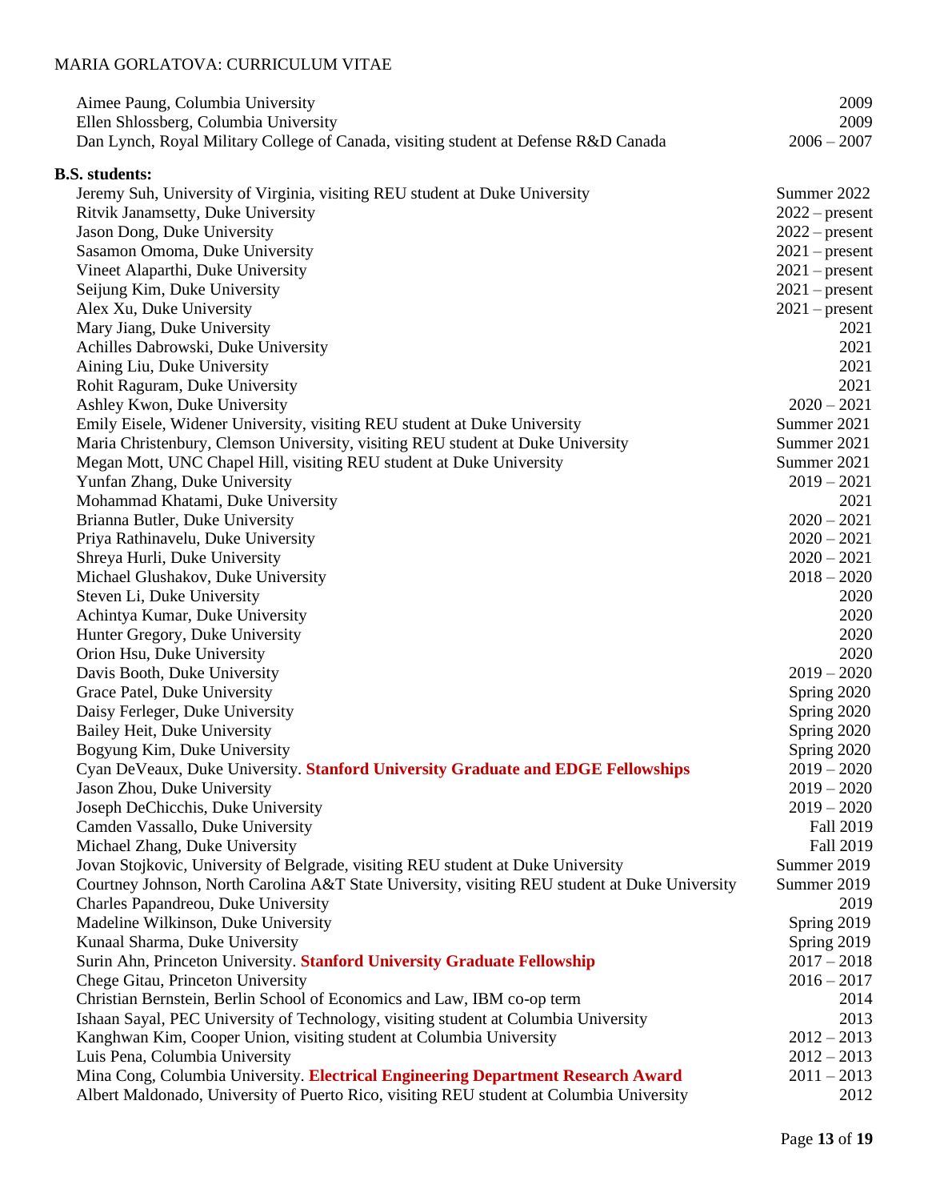Aimee Paung, Columbia University 2009
Ellen Shlossberg, Columbia University 2009
Dan Lynch, Royal Military College of Canada, visiting student at Defense R&D Canada 2006 – 2007

**B.S. students:**

Jeremy Suh, University of Virginia, visiting REU student at Duke University Summer 2022
Ritvik Janamsetty, Duke University 2022 – present
Jason Dong, Duke University 2022 – present
Sasamon Omoma, Duke University 2021 – present
Vineet Alaparthi, Duke University 2021 – present
Seijung Kim, Duke University 2021 – present
Alex Xu, Duke University 2021 – present
Mary Jiang, Duke University 2021
Achilles Dabrowski, Duke University 2021
Aining Liu, Duke University 2021
Rohit Raguram, Duke University 2021
Ashley Kwon, Duke University 2020 – 2021
Emily Eisele, Widener University, visiting REU student at Duke University Summer 2021
Maria Christenbury, Clemson University, visiting REU student at Duke University Summer 2021
Megan Mott, UNC Chapel Hill, visiting REU student at Duke University Summer 2021
Yunfan Zhang, Duke University 2019 – 2021
Mohammad Khatami, Duke University 2021
Brianna Butler, Duke University 2020 – 2021
Priya Rathinavelu, Duke University 2020 – 2021
Shreya Hurli, Duke University 2020 – 2021
Michael Glushakov, Duke University 2018 – 2020
Steven Li, Duke University 2020
Achintya Kumar, Duke University 2020
Hunter Gregory, Duke University 2020
Orion Hsu, Duke University 2020
Davis Booth, Duke University 2019 – 2020
Grace Patel, Duke University Spring 2020
Daisy Ferleger, Duke University Spring 2020
Bailey Heit, Duke University Spring 2020
Bogyung Kim, Duke University Spring 2020
Cyan DeVeaux, Duke University. **Stanford University Graduate and EDGE Fellowships** 2019 – 2020
Jason Zhou, Duke University 2019 – 2020
Joseph DeChicchis, Duke University 2019 – 2020
Camden Vassallo, Duke University Fall 2019
Michael Zhang, Duke University Fall 2019
Jovan Stojkovic, University of Belgrade, visiting REU student at Duke University Summer 2019
Courtney Johnson, North Carolina A&T State University, visiting REU student at Duke University Summer 2019
Charles Papandreou, Duke University 2019
Madeline Wilkinson, Duke University Spring 2019
Kunaal Sharma, Duke University Spring 2019
Surin Ahn, Princeton University. **Stanford University Graduate Fellowship** 2017 – 2018
Chege Gitau, Princeton University 2016 – 2017
Christian Bernstein, Berlin School of Economics and Law, IBM co-op term 2014
Ishaan Sayal, PEC University of Technology, visiting student at Columbia University 2013
Kanghwan Kim, Cooper Union, visiting student at Columbia University 2012 – 2013
Luis Pena, Columbia University 2012 – 2013
Mina Cong, Columbia University. **Electrical Engineering Department Research Award** 2011 – 2013
Albert Maldonado, University of Puerto Rico, visiting REU student at Columbia University 2012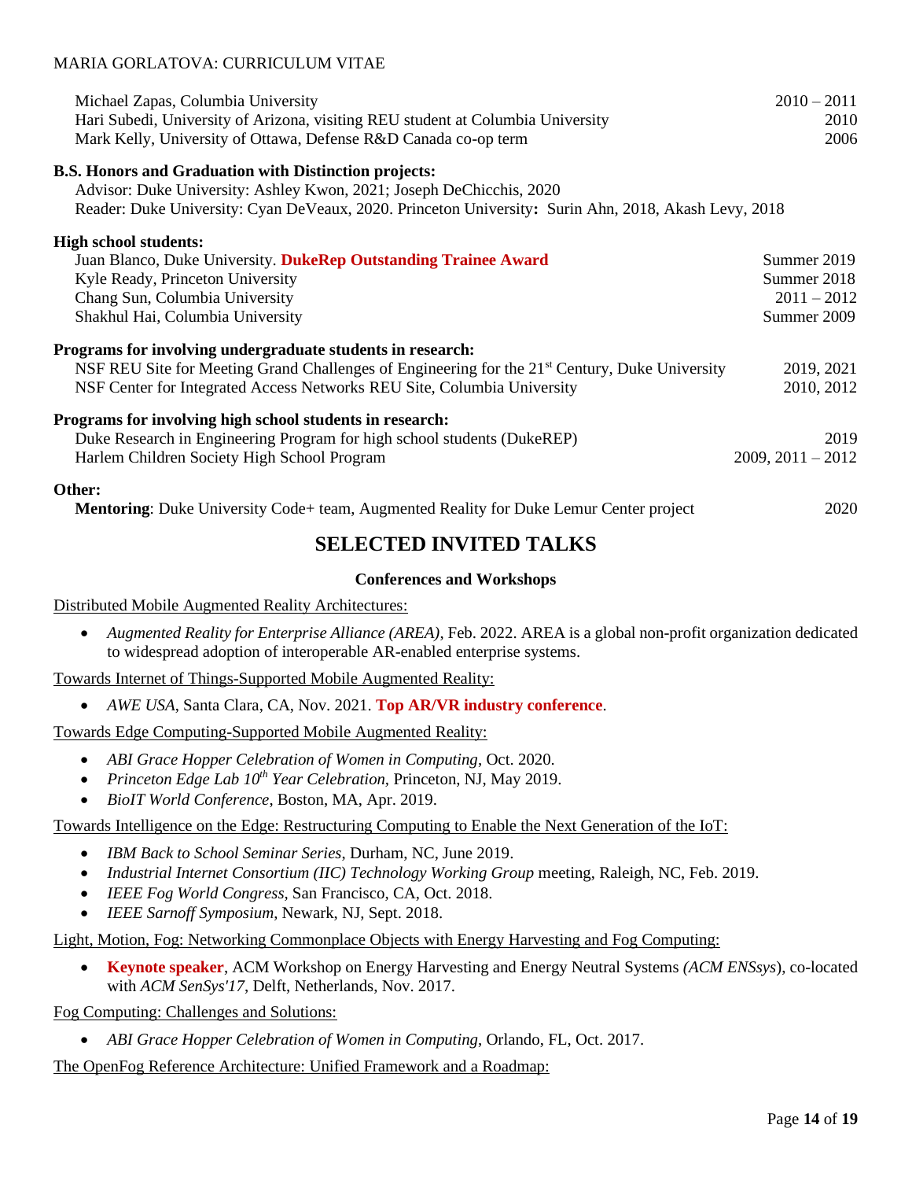Michael Zapas, Columbia University 2010 – 2011
Hari Subedi, University of Arizona, visiting REU student at Columbia University 2010
Mark Kelly, University of Ottawa, Defense R&D Canada co-op term 2006

**B.S. Honors and Graduation with Distinction projects:**

Advisor: Duke University: Ashley Kwon, 2021; Joseph DeChicchis, 2020
Reader: Duke University: Cyan DeVeaux, 2020. Princeton University**:** Surin Ahn, 2018, Akash Levy, 2018

**High school students:**

Juan Blanco, Duke University. **DukeRep Outstanding Trainee Award** Summer 2019
Kyle Ready, Princeton University Summer 2018
Chang Sun, Columbia University 2011 – 2012
Shakhul Hai, Columbia University Summer 2009

**Programs for involving undergraduate students in research:**

NSF REU Site for Meeting Grand Challenges of Engineering for the 21st Century, Duke University 2019, 2021
NSF Center for Integrated Access Networks REU Site, Columbia University 2010, 2012

**Programs for involving high school students in research:**

Duke Research in Engineering Program for high school students (DukeREP) 2019
Harlem Children Society High School Program 2009, 2011 – 2012

**Other:**

**Mentoring**: Duke University Code+ team, Augmented Reality for Duke Lemur Center project 2020

## SELECTED INVITED TALKS

### Conferences and Workshops

Distributed Mobile Augmented Reality Architectures:

- *Augmented Reality for Enterprise Alliance (AREA)*, Feb. 2022. AREA is a global non-profit organization dedicated to widespread adoption of interoperable AR-enabled enterprise systems.

Towards Internet of Things-Supported Mobile Augmented Reality:

- *AWE USA*, Santa Clara, CA, Nov. 2021. **Top AR/VR industry conference**.

Towards Edge Computing-Supported Mobile Augmented Reality:

- *ABI Grace Hopper Celebration of Women in Computing*, Oct. 2020.
- *Princeton Edge Lab 10th Year Celebration*, Princeton, NJ, May 2019.
- *BioIT World Conference*, Boston, MA, Apr. 2019.

Towards Intelligence on the Edge: Restructuring Computing to Enable the Next Generation of the IoT:

- *IBM Back to School Seminar Series*, Durham, NC, June 2019.
- *Industrial Internet Consortium (IIC) Technology Working Group* meeting, Raleigh, NC, Feb. 2019.
- *IEEE Fog World Congress*, San Francisco, CA, Oct. 2018.
- *IEEE Sarnoff Symposium*, Newark, NJ, Sept. 2018.

Light, Motion, Fog: Networking Commonplace Objects with Energy Harvesting and Fog Computing:

- **Keynote speaker**, ACM Workshop on Energy Harvesting and Energy Neutral Systems *(ACM ENSsys*), co-located with *ACM SenSys'17*, Delft, Netherlands, Nov. 2017.

Fog Computing: Challenges and Solutions:

- *ABI Grace Hopper Celebration of Women in Computing*, Orlando, FL, Oct. 2017.

The OpenFog Reference Architecture: Unified Framework and a Roadmap: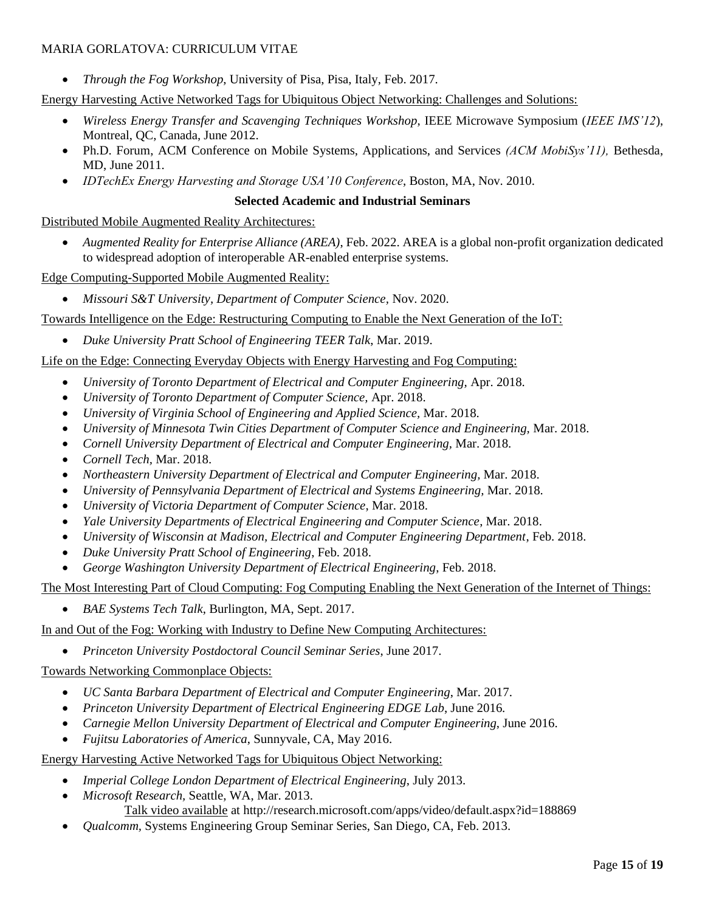- *Through the Fog Workshop*, University of Pisa, Pisa, Italy, Feb. 2017.

<u>Energy Harvesting Active Networked Tags for Ubiquitous Object Networking: Challenges and Solutions:</u>

- *Wireless Energy Transfer and Scavenging Techniques Workshop*, IEEE Microwave Symposium (*IEEE IMS'12*), Montreal, QC, Canada, June 2012.
- Ph.D. Forum, ACM Conference on Mobile Systems, Applications, and Services *(ACM MobiSys'11),* Bethesda, MD, June 2011.
- *IDTechEx Energy Harvesting and Storage USA'10 Conference*, Boston, MA, Nov. 2010.

**Selected Academic and Industrial Seminars**

<u>Distributed Mobile Augmented Reality Architectures:</u>

- *Augmented Reality for Enterprise Alliance (AREA)*, Feb. 2022. AREA is a global non-profit organization dedicated to widespread adoption of interoperable AR-enabled enterprise systems.

<u>Edge Computing-Supported Mobile Augmented Reality:</u>

- *Missouri S&T University, Department of Computer Science,* Nov. 2020.

<u>Towards Intelligence on the Edge: Restructuring Computing to Enable the Next Generation of the IoT:</u>

- *Duke University Pratt School of Engineering TEER Talk,* Mar. 2019.

<u>Life on the Edge: Connecting Everyday Objects with Energy Harvesting and Fog Computing:</u>

- *University of Toronto Department of Electrical and Computer Engineering,* Apr. 2018.
- *University of Toronto Department of Computer Science,* Apr. 2018.
- *University of Virginia School of Engineering and Applied Science,* Mar. 2018.
- *University of Minnesota Twin Cities Department of Computer Science and Engineering,* Mar. 2018.
- *Cornell University Department of Electrical and Computer Engineering,* Mar. 2018.
- *Cornell Tech*, Mar. 2018.
- *Northeastern University Department of Electrical and Computer Engineering,* Mar. 2018.
- *University of Pennsylvania Department of Electrical and Systems Engineering,* Mar. 2018.
- *University of Victoria Department of Computer Science*, Mar. 2018.
- *Yale University Departments of Electrical Engineering and Computer Science*, Mar. 2018.
- *University of Wisconsin at Madison, Electrical and Computer Engineering Department*, Feb. 2018.
- *Duke University Pratt School of Engineering*, Feb. 2018.
- *George Washington University Department of Electrical Engineering*, Feb. 2018.

<u>The Most Interesting Part of Cloud Computing: Fog Computing Enabling the Next Generation of the Internet of Things:</u>

- *BAE Systems Tech Talk*, Burlington, MA, Sept. 2017.

<u>In and Out of the Fog: Working with Industry to Define New Computing Architectures:</u>

- *Princeton University Postdoctoral Council Seminar Series*, June 2017.

<u>Towards Networking Commonplace Objects:</u>

- *UC Santa Barbara Department of Electrical and Computer Engineering*, Mar. 2017.
- *Princeton University Department of Electrical Engineering EDGE Lab*, June 2016.
- *Carnegie Mellon University Department of Electrical and Computer Engineering*, June 2016.
- *Fujitsu Laboratories of America*, Sunnyvale, CA, May 2016.

<u>Energy Harvesting Active Networked Tags for Ubiquitous Object Networking:</u>

- *Imperial College London Department of Electrical Engineering*, July 2013.
- *Microsoft Research*, Seattle, WA, Mar. 2013.
  <u>Talk video available</u> at http://research.microsoft.com/apps/video/default.aspx?id=188869
- *Qualcomm*, Systems Engineering Group Seminar Series, San Diego, CA, Feb. 2013.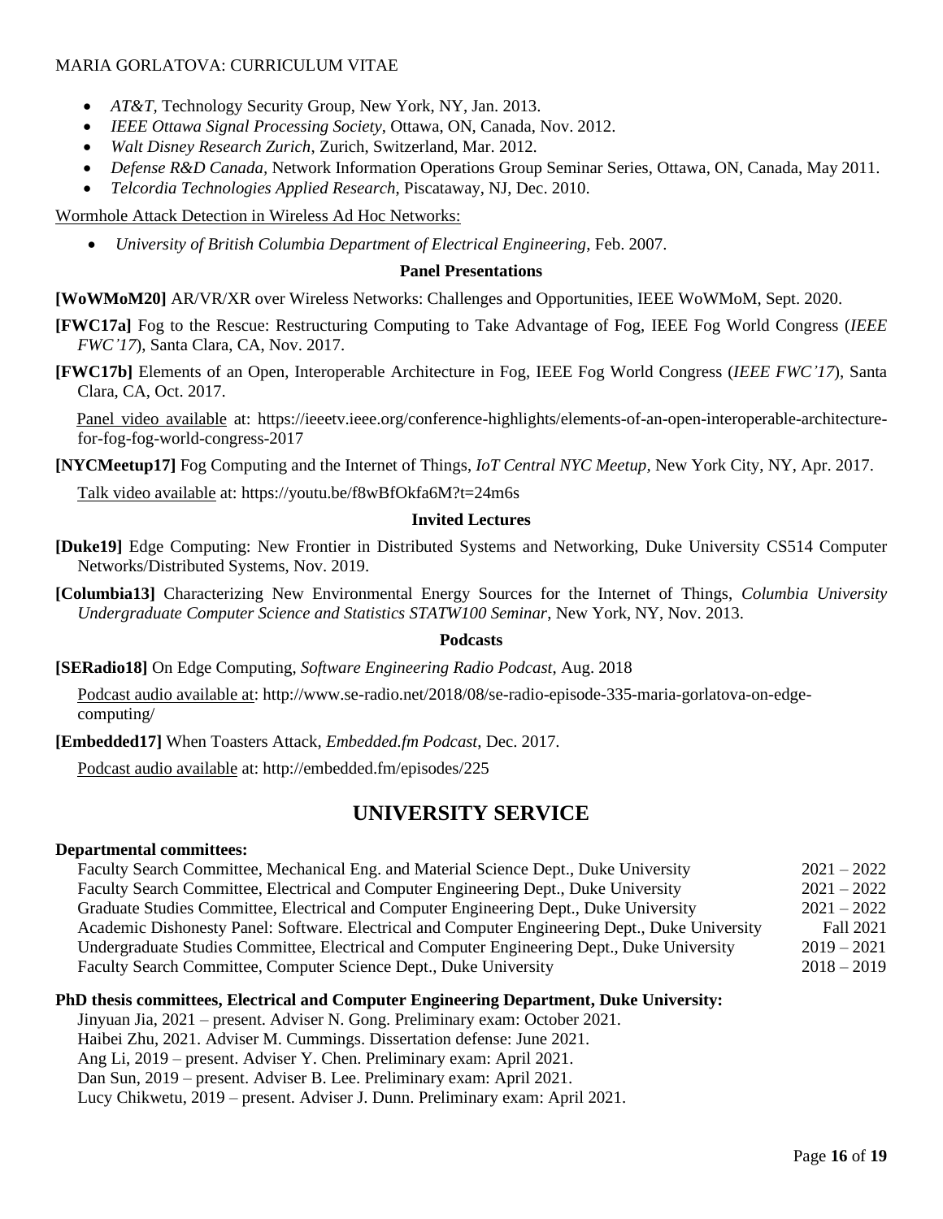- *AT&T*, Technology Security Group, New York, NY, Jan. 2013.
- *IEEE Ottawa Signal Processing Society*, Ottawa, ON, Canada, Nov. 2012.
- *Walt Disney Research Zurich*, Zurich, Switzerland, Mar. 2012.
- *Defense R&D Canada*, Network Information Operations Group Seminar Series, Ottawa, ON, Canada, May 2011.
- *Telcordia Technologies Applied Research*, Piscataway, NJ, Dec. 2010.

Wormhole Attack Detection in Wireless Ad Hoc Networks:

- *University of British Columbia Department of Electrical Engineering*, Feb. 2007.

### Panel Presentations

**[WoWMoM20]** AR/VR/XR over Wireless Networks: Challenges and Opportunities, IEEE WoWMoM, Sept. 2020.

**[FWC17a]** Fog to the Rescue: Restructuring Computing to Take Advantage of Fog, IEEE Fog World Congress (*IEEE FWC'17*), Santa Clara, CA, Nov. 2017.

**[FWC17b]** Elements of an Open, Interoperable Architecture in Fog, IEEE Fog World Congress (*IEEE FWC'17*), Santa Clara, CA, Oct. 2017.

Panel video available at: https://ieeetv.ieee.org/conference-highlights/elements-of-an-open-interoperable-architecture-for-fog-fog-world-congress-2017

**[NYCMeetup17]** Fog Computing and the Internet of Things, *IoT Central NYC Meetup*, New York City, NY, Apr. 2017.

Talk video available at: https://youtu.be/f8wBfOkfa6M?t=24m6s

### Invited Lectures

**[Duke19]** Edge Computing: New Frontier in Distributed Systems and Networking, Duke University CS514 Computer Networks/Distributed Systems, Nov. 2019.

**[Columbia13]** Characterizing New Environmental Energy Sources for the Internet of Things, *Columbia University Undergraduate Computer Science and Statistics STATW100 Seminar*, New York, NY, Nov. 2013.

### Podcasts

**[SERadio18]** On Edge Computing, *Software Engineering Radio Podcast*, Aug. 2018

Podcast audio available at: http://www.se-radio.net/2018/08/se-radio-episode-335-maria-gorlatova-on-edge-computing/

**[Embedded17]** When Toasters Attack, *Embedded.fm Podcast*, Dec. 2017.

Podcast audio available at: http://embedded.fm/episodes/225

## UNIVERSITY SERVICE

**Departmental committees:**

| | |
|---|---|
| Faculty Search Committee, Mechanical Eng. and Material Science Dept., Duke University | 2021 – 2022 |
| Faculty Search Committee, Electrical and Computer Engineering Dept., Duke University | 2021 – 2022 |
| Graduate Studies Committee, Electrical and Computer Engineering Dept., Duke University | 2021 – 2022 |
| Academic Dishonesty Panel: Software. Electrical and Computer Engineering Dept., Duke University | Fall 2021 |
| Undergraduate Studies Committee, Electrical and Computer Engineering Dept., Duke University | 2019 – 2021 |
| Faculty Search Committee, Computer Science Dept., Duke University | 2018 – 2019 |

**PhD thesis committees, Electrical and Computer Engineering Department, Duke University:**

Jinyuan Jia, 2021 – present. Adviser N. Gong. Preliminary exam: October 2021.
Haibei Zhu, 2021. Adviser M. Cummings. Dissertation defense: June 2021.
Ang Li, 2019 – present. Adviser Y. Chen. Preliminary exam: April 2021.
Dan Sun, 2019 – present. Adviser B. Lee. Preliminary exam: April 2021.
Lucy Chikwetu, 2019 – present. Adviser J. Dunn. Preliminary exam: April 2021.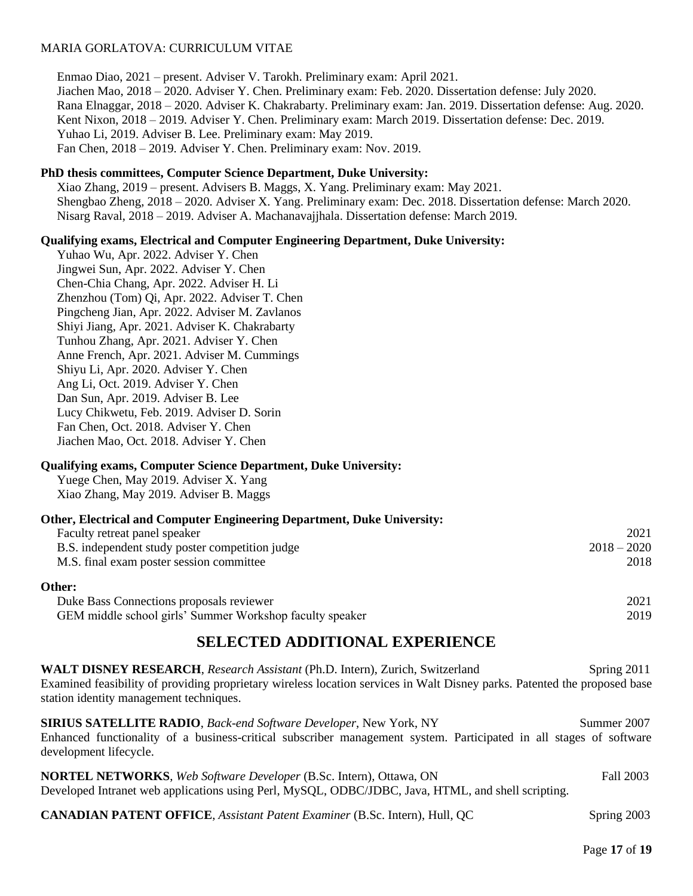Enmao Diao, 2021 – present. Adviser V. Tarokh. Preliminary exam: April 2021.
Jiachen Mao, 2018 – 2020. Adviser Y. Chen. Preliminary exam: Feb. 2020. Dissertation defense: July 2020.
Rana Elnaggar, 2018 – 2020. Adviser K. Chakrabarty. Preliminary exam: Jan. 2019. Dissertation defense: Aug. 2020.
Kent Nixon, 2018 – 2019. Adviser Y. Chen. Preliminary exam: March 2019. Dissertation defense: Dec. 2019.
Yuhao Li, 2019. Adviser B. Lee. Preliminary exam: May 2019.
Fan Chen, 2018 – 2019. Adviser Y. Chen. Preliminary exam: Nov. 2019.

**PhD thesis committees, Computer Science Department, Duke University:**

Xiao Zhang, 2019 – present. Advisers B. Maggs, X. Yang. Preliminary exam: May 2021.
Shengbao Zheng, 2018 – 2020. Adviser X. Yang. Preliminary exam: Dec. 2018. Dissertation defense: March 2020.
Nisarg Raval, 2018 – 2019. Adviser A. Machanavajjhala. Dissertation defense: March 2019.

**Qualifying exams, Electrical and Computer Engineering Department, Duke University:**

Yuhao Wu, Apr. 2022. Adviser Y. Chen
Jingwei Sun, Apr. 2022. Adviser Y. Chen
Chen-Chia Chang, Apr. 2022. Adviser H. Li
Zhenzhou (Tom) Qi, Apr. 2022. Adviser T. Chen
Pingcheng Jian, Apr. 2022. Adviser M. Zavlanos
Shiyi Jiang, Apr. 2021. Adviser K. Chakrabarty
Tunhou Zhang, Apr. 2021. Adviser Y. Chen
Anne French, Apr. 2021. Adviser M. Cummings
Shiyu Li, Apr. 2020. Adviser Y. Chen
Ang Li, Oct. 2019. Adviser Y. Chen
Dan Sun, Apr. 2019. Adviser B. Lee
Lucy Chikwetu, Feb. 2019. Adviser D. Sorin
Fan Chen, Oct. 2018. Adviser Y. Chen
Jiachen Mao, Oct. 2018. Adviser Y. Chen

**Qualifying exams, Computer Science Department, Duke University:**

Yuege Chen, May 2019. Adviser X. Yang
Xiao Zhang, May 2019. Adviser B. Maggs

**Other, Electrical and Computer Engineering Department, Duke University:**

Faculty retreat panel speaker 2021
B.S. independent study poster competition judge 2018 – 2020
M.S. final exam poster session committee 2018

**Other:**

Duke Bass Connections proposals reviewer 2021
GEM middle school girls' Summer Workshop faculty speaker 2019

## SELECTED ADDITIONAL EXPERIENCE

**WALT DISNEY RESEARCH**, *Research Assistant* (Ph.D. Intern), Zurich, Switzerland — Spring 2011

Examined feasibility of providing proprietary wireless location services in Walt Disney parks. Patented the proposed base station identity management techniques.

**SIRIUS SATELLITE RADIO**, *Back-end Software Developer*, New York, NY — Summer 2007

Enhanced functionality of a business-critical subscriber management system. Participated in all stages of software development lifecycle.

**NORTEL NETWORKS**, *Web Software Developer* (B.Sc. Intern), Ottawa, ON — Fall 2003

Developed Intranet web applications using Perl, MySQL, ODBC/JDBC, Java, HTML, and shell scripting.

**CANADIAN PATENT OFFICE**, *Assistant Patent Examiner* (B.Sc. Intern), Hull, QC — Spring 2003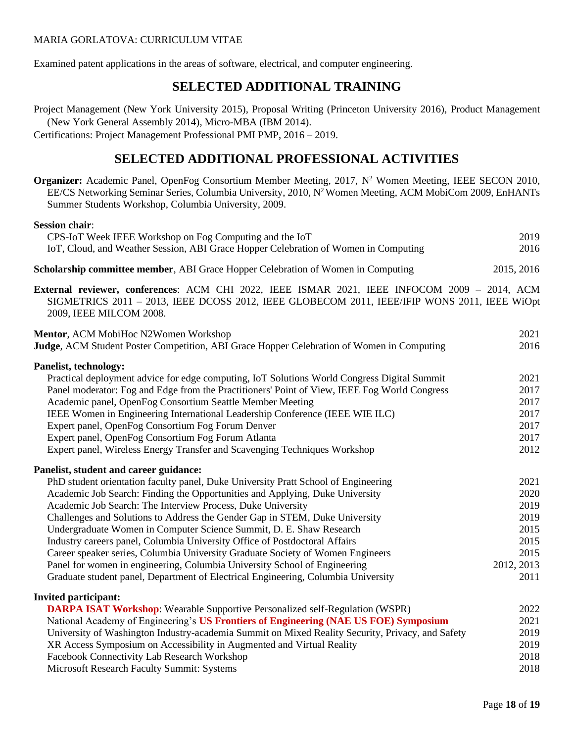Examined patent applications in the areas of software, electrical, and computer engineering.

## SELECTED ADDITIONAL TRAINING

Project Management (New York University 2015), Proposal Writing (Princeton University 2016), Product Management (New York General Assembly 2014), Micro-MBA (IBM 2014).
Certifications: Project Management Professional PMI PMP, 2016 – 2019.

## SELECTED ADDITIONAL PROFESSIONAL ACTIVITIES

**Organizer:** Academic Panel, OpenFog Consortium Member Meeting, 2017, N[2] Women Meeting, IEEE SECON 2010, EE/CS Networking Seminar Series, Columbia University, 2010, N[2] Women Meeting, ACM MobiCom 2009, EnHANTs Summer Students Workshop, Columbia University, 2009.

**Session chair**:
- CPS-IoT Week IEEE Workshop on Fog Computing and the IoT — 2019
- IoT, Cloud, and Weather Session, ABI Grace Hopper Celebration of Women in Computing — 2016

**Scholarship committee member**, ABI Grace Hopper Celebration of Women in Computing — 2015, 2016

**External reviewer, conferences**: ACM CHI 2022, IEEE ISMAR 2021, IEEE INFOCOM 2009 – 2014, ACM SIGMETRICS 2011 – 2013, IEEE DCOSS 2012, IEEE GLOBECOM 2011, IEEE/IFIP WONS 2011, IEEE WiOpt 2009, IEEE MILCOM 2008.

**Mentor**, ACM MobiHoc N2Women Workshop — 2021
**Judge**, ACM Student Poster Competition, ABI Grace Hopper Celebration of Women in Computing — 2016

**Panelist, technology:**
- Practical deployment advice for edge computing, IoT Solutions World Congress Digital Summit — 2021
- Panel moderator: Fog and Edge from the Practitioners' Point of View, IEEE Fog World Congress — 2017
- Academic panel, OpenFog Consortium Seattle Member Meeting — 2017
- IEEE Women in Engineering International Leadership Conference (IEEE WIE ILC) — 2017
- Expert panel, OpenFog Consortium Fog Forum Denver — 2017
- Expert panel, OpenFog Consortium Fog Forum Atlanta — 2017
- Expert panel, Wireless Energy Transfer and Scavenging Techniques Workshop — 2012

**Panelist, student and career guidance:**
- PhD student orientation faculty panel, Duke University Pratt School of Engineering — 2021
- Academic Job Search: Finding the Opportunities and Applying, Duke University — 2020
- Academic Job Search: The Interview Process, Duke University — 2019
- Challenges and Solutions to Address the Gender Gap in STEM, Duke University — 2019
- Undergraduate Women in Computer Science Summit, D. E. Shaw Research — 2015
- Industry careers panel, Columbia University Office of Postdoctoral Affairs — 2015
- Career speaker series, Columbia University Graduate Society of Women Engineers — 2015
- Panel for women in engineering, Columbia University School of Engineering — 2012, 2013
- Graduate student panel, Department of Electrical Engineering, Columbia University — 2011

**Invited participant:**
- **DARPA ISAT Workshop**: Wearable Supportive Personalized self-Regulation (WSPR) — 2022
- National Academy of Engineering's **US Frontiers of Engineering (NAE US FOE) Symposium** — 2021
- University of Washington Industry-academia Summit on Mixed Reality Security, Privacy, and Safety — 2019
- XR Access Symposium on Accessibility in Augmented and Virtual Reality — 2019
- Facebook Connectivity Lab Research Workshop — 2018
- Microsoft Research Faculty Summit: Systems — 2018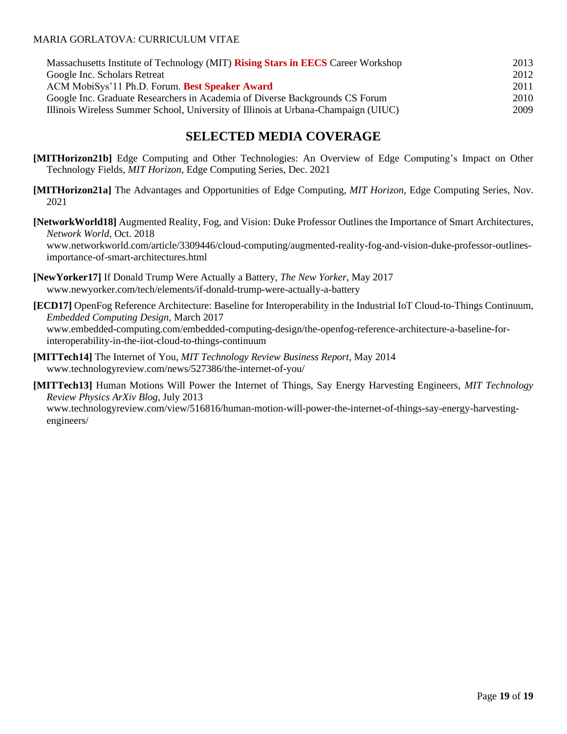| | |
|---|---|
| Massachusetts Institute of Technology (MIT) **Rising Stars in EECS** Career Workshop | 2013 |
| Google Inc. Scholars Retreat | 2012 |
| ACM MobiSys'11 Ph.D. Forum. **Best Speaker Award** | 2011 |
| Google Inc. Graduate Researchers in Academia of Diverse Backgrounds CS Forum | 2010 |
| Illinois Wireless Summer School, University of Illinois at Urbana-Champaign (UIUC) | 2009 |

## SELECTED MEDIA COVERAGE

**[MITHorizon21b]** Edge Computing and Other Technologies: An Overview of Edge Computing's Impact on Other Technology Fields, *MIT Horizon*, Edge Computing Series, Dec. 2021

**[MITHorizon21a]** The Advantages and Opportunities of Edge Computing, *MIT Horizon*, Edge Computing Series, Nov. 2021

**[NetworkWorld18]** Augmented Reality, Fog, and Vision: Duke Professor Outlines the Importance of Smart Architectures, *Network World*, Oct. 2018
www.networkworld.com/article/3309446/cloud-computing/augmented-reality-fog-and-vision-duke-professor-outlines-importance-of-smart-architectures.html

**[NewYorker17]** If Donald Trump Were Actually a Battery, *The New Yorker*, May 2017
www.newyorker.com/tech/elements/if-donald-trump-were-actually-a-battery

**[ECD17]** OpenFog Reference Architecture: Baseline for Interoperability in the Industrial IoT Cloud-to-Things Continuum, *Embedded Computing Design*, March 2017
www.embedded-computing.com/embedded-computing-design/the-openfog-reference-architecture-a-baseline-for-interoperability-in-the-iiot-cloud-to-things-continuum

**[MITTech14]** The Internet of You, *MIT Technology Review Business Report*, May 2014
www.technologyreview.com/news/527386/the-internet-of-you/

**[MITTech13]** Human Motions Will Power the Internet of Things, Say Energy Harvesting Engineers, *MIT Technology Review Physics ArXiv Blog*, July 2013
www.technologyreview.com/view/516816/human-motion-will-power-the-internet-of-things-say-energy-harvesting-engineers/